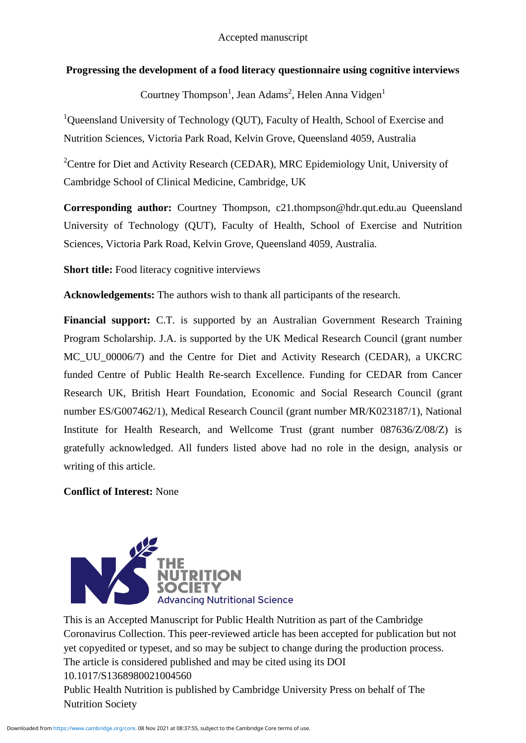Accepted manuscript

# Progressing the development of a food literacy questionnaire using cognitive interviews

Courtney Thompson[1], Jean Adams[2], Helen Anna Vidgen[1]

[1]Queensland University of Technology (QUT), Faculty of Health, School of Exercise and Nutrition Sciences, Victoria Park Road, Kelvin Grove, Queensland 4059, Australia

[2]Centre for Diet and Activity Research (CEDAR), MRC Epidemiology Unit, University of Cambridge School of Clinical Medicine, Cambridge, UK

**Corresponding author:** Courtney Thompson, c21.thompson@hdr.qut.edu.au Queensland University of Technology (QUT), Faculty of Health, School of Exercise and Nutrition Sciences, Victoria Park Road, Kelvin Grove, Queensland 4059, Australia.

**Short title:** Food literacy cognitive interviews

**Acknowledgements:** The authors wish to thank all participants of the research.

**Financial support:** C.T. is supported by an Australian Government Research Training Program Scholarship. J.A. is supported by the UK Medical Research Council (grant number MC_UU_00006/7) and the Centre for Diet and Activity Research (CEDAR), a UKCRC funded Centre of Public Health Re-search Excellence. Funding for CEDAR from Cancer Research UK, British Heart Foundation, Economic and Social Research Council (grant number ES/G007462/1), Medical Research Council (grant number MR/K023187/1), National Institute for Health Research, and Wellcome Trust (grant number 087636/Z/08/Z) is gratefully acknowledged. All funders listed above had no role in the design, analysis or writing of this article.

**Conflict of Interest:** None

This is an Accepted Manuscript for Public Health Nutrition as part of the Cambridge Coronavirus Collection. This peer-reviewed article has been accepted for publication but not yet copyedited or typeset, and so may be subject to change during the production process. The article is considered published and may be cited using its DOI 10.1017/S1368980021004560

Public Health Nutrition is published by Cambridge University Press on behalf of The Nutrition Society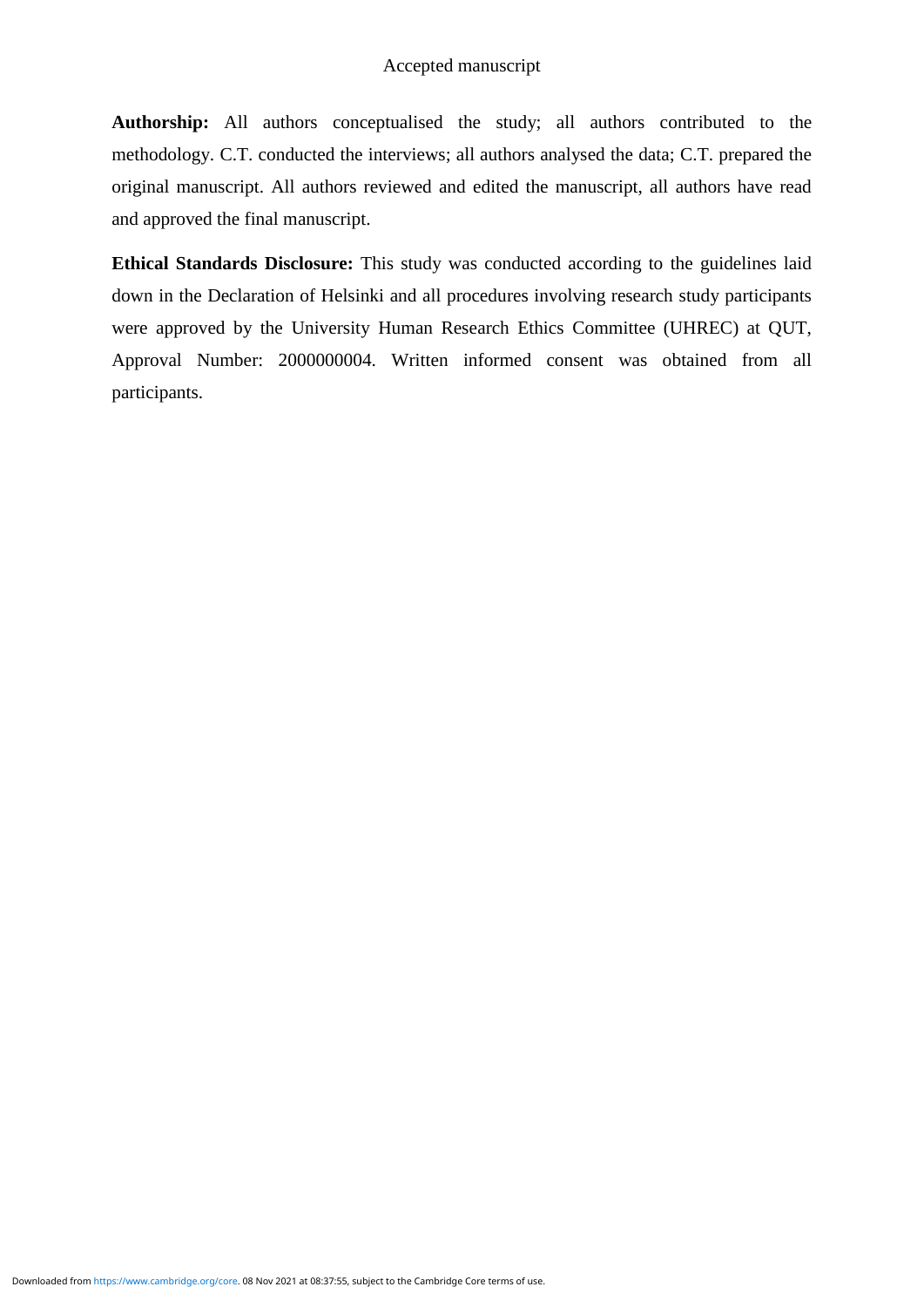**Authorship:** All authors conceptualised the study; all authors contributed to the methodology. C.T. conducted the interviews; all authors analysed the data; C.T. prepared the original manuscript. All authors reviewed and edited the manuscript, all authors have read and approved the final manuscript.

**Ethical Standards Disclosure:** This study was conducted according to the guidelines laid down in the Declaration of Helsinki and all procedures involving research study participants were approved by the University Human Research Ethics Committee (UHREC) at QUT, Approval Number: 2000000004. Written informed consent was obtained from all participants.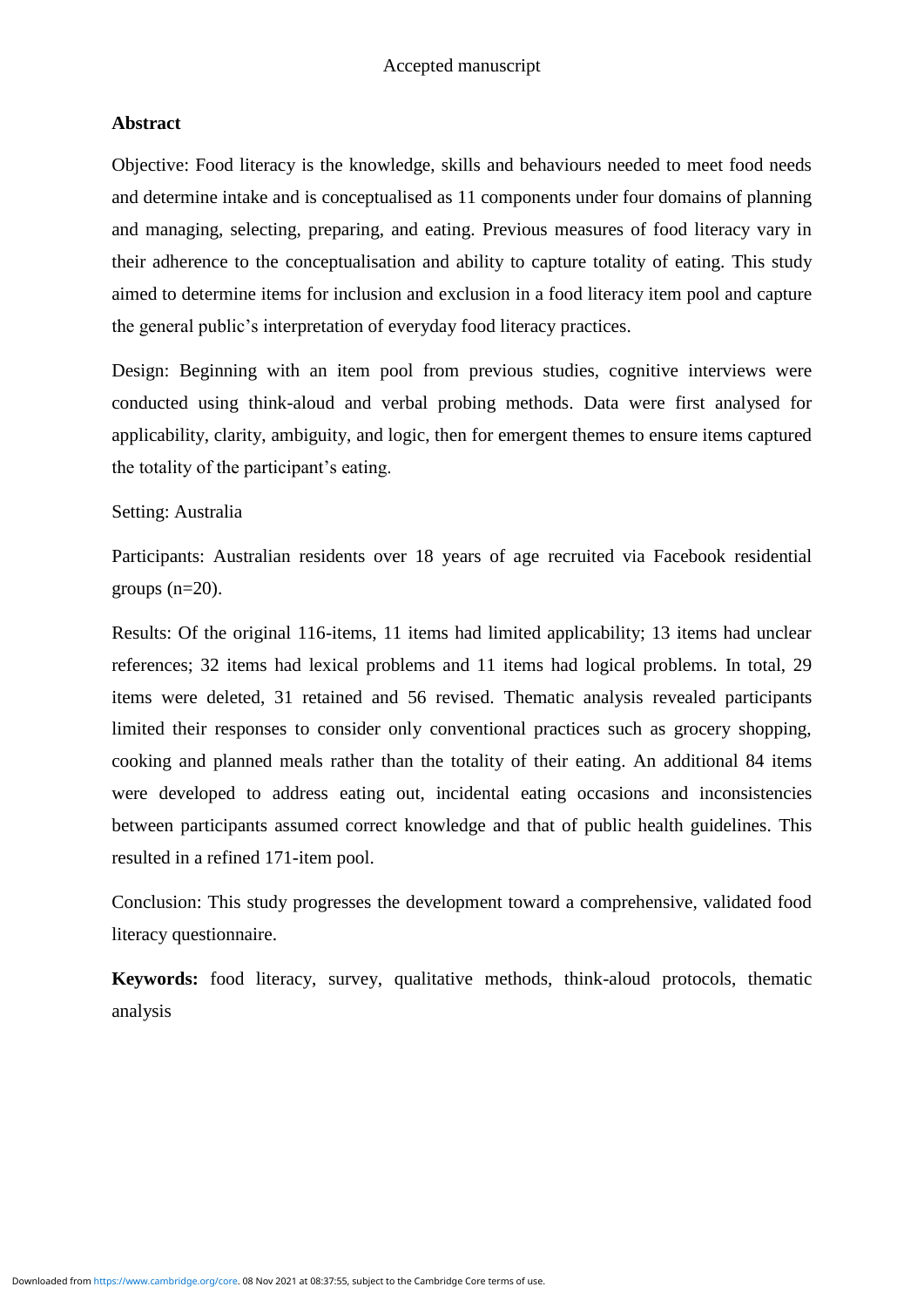## Abstract

Objective: Food literacy is the knowledge, skills and behaviours needed to meet food needs and determine intake and is conceptualised as 11 components under four domains of planning and managing, selecting, preparing, and eating. Previous measures of food literacy vary in their adherence to the conceptualisation and ability to capture totality of eating. This study aimed to determine items for inclusion and exclusion in a food literacy item pool and capture the general public's interpretation of everyday food literacy practices.

Design: Beginning with an item pool from previous studies, cognitive interviews were conducted using think-aloud and verbal probing methods. Data were first analysed for applicability, clarity, ambiguity, and logic, then for emergent themes to ensure items captured the totality of the participant's eating.

Setting: Australia

Participants: Australian residents over 18 years of age recruited via Facebook residential groups (n=20).

Results: Of the original 116-items, 11 items had limited applicability; 13 items had unclear references; 32 items had lexical problems and 11 items had logical problems. In total, 29 items were deleted, 31 retained and 56 revised. Thematic analysis revealed participants limited their responses to consider only conventional practices such as grocery shopping, cooking and planned meals rather than the totality of their eating. An additional 84 items were developed to address eating out, incidental eating occasions and inconsistencies between participants assumed correct knowledge and that of public health guidelines. This resulted in a refined 171-item pool.

Conclusion: This study progresses the development toward a comprehensive, validated food literacy questionnaire.

**Keywords:** food literacy, survey, qualitative methods, think-aloud protocols, thematic analysis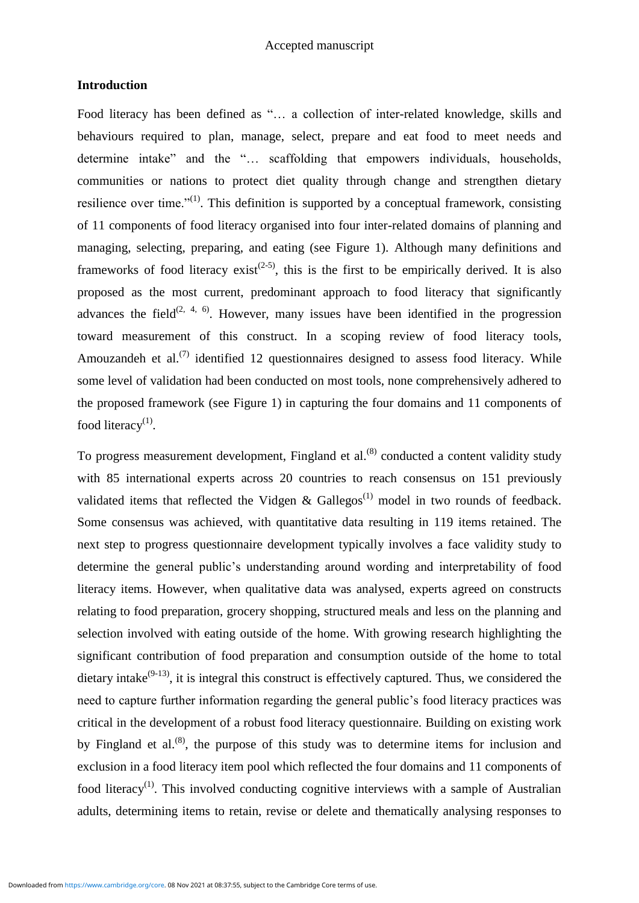## Introduction

Food literacy has been defined as "… a collection of inter-related knowledge, skills and behaviours required to plan, manage, select, prepare and eat food to meet needs and determine intake" and the "… scaffolding that empowers individuals, households, communities or nations to protect diet quality through change and strengthen dietary resilience over time."[1]. This definition is supported by a conceptual framework, consisting of 11 components of food literacy organised into four inter-related domains of planning and managing, selecting, preparing, and eating (see Figure 1). Although many definitions and frameworks of food literacy exist[2-5], this is the first to be empirically derived. It is also proposed as the most current, predominant approach to food literacy that significantly advances the field[2, 4, 6]. However, many issues have been identified in the progression toward measurement of this construct. In a scoping review of food literacy tools, Amouzandeh et al.[7] identified 12 questionnaires designed to assess food literacy. While some level of validation had been conducted on most tools, none comprehensively adhered to the proposed framework (see Figure 1) in capturing the four domains and 11 components of food literacy[1].

To progress measurement development, Fingland et al.[8] conducted a content validity study with 85 international experts across 20 countries to reach consensus on 151 previously validated items that reflected the Vidgen & Gallegos[1] model in two rounds of feedback. Some consensus was achieved, with quantitative data resulting in 119 items retained. The next step to progress questionnaire development typically involves a face validity study to determine the general public's understanding around wording and interpretability of food literacy items. However, when qualitative data was analysed, experts agreed on constructs relating to food preparation, grocery shopping, structured meals and less on the planning and selection involved with eating outside of the home. With growing research highlighting the significant contribution of food preparation and consumption outside of the home to total dietary intake[9-13], it is integral this construct is effectively captured. Thus, we considered the need to capture further information regarding the general public's food literacy practices was critical in the development of a robust food literacy questionnaire. Building on existing work by Fingland et al.[8], the purpose of this study was to determine items for inclusion and exclusion in a food literacy item pool which reflected the four domains and 11 components of food literacy[1]. This involved conducting cognitive interviews with a sample of Australian adults, determining items to retain, revise or delete and thematically analysing responses to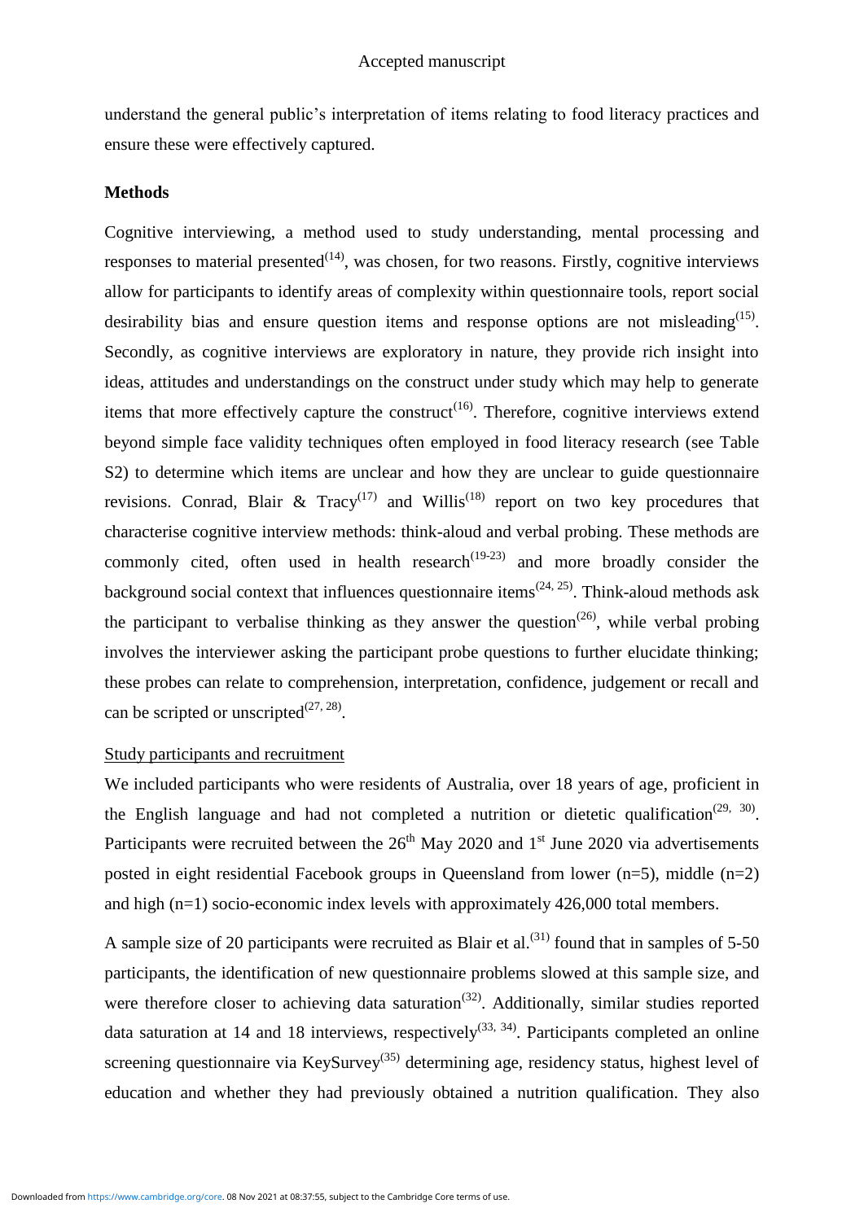understand the general public's interpretation of items relating to food literacy practices and ensure these were effectively captured.

## Methods

Cognitive interviewing, a method used to study understanding, mental processing and responses to material presented[14], was chosen, for two reasons. Firstly, cognitive interviews allow for participants to identify areas of complexity within questionnaire tools, report social desirability bias and ensure question items and response options are not misleading[15]. Secondly, as cognitive interviews are exploratory in nature, they provide rich insight into ideas, attitudes and understandings on the construct under study which may help to generate items that more effectively capture the construct[16]. Therefore, cognitive interviews extend beyond simple face validity techniques often employed in food literacy research (see Table S2) to determine which items are unclear and how they are unclear to guide questionnaire revisions. Conrad, Blair & Tracy[17] and Willis[18] report on two key procedures that characterise cognitive interview methods: think-aloud and verbal probing. These methods are commonly cited, often used in health research[19-23] and more broadly consider the background social context that influences questionnaire items[24, 25]. Think-aloud methods ask the participant to verbalise thinking as they answer the question[26], while verbal probing involves the interviewer asking the participant probe questions to further elucidate thinking; these probes can relate to comprehension, interpretation, confidence, judgement or recall and can be scripted or unscripted[27, 28].

### Study participants and recruitment

We included participants who were residents of Australia, over 18 years of age, proficient in the English language and had not completed a nutrition or dietetic qualification[29, 30]. Participants were recruited between the 26th May 2020 and 1st June 2020 via advertisements posted in eight residential Facebook groups in Queensland from lower (n=5), middle (n=2) and high (n=1) socio-economic index levels with approximately 426,000 total members.

A sample size of 20 participants were recruited as Blair et al.[31] found that in samples of 5-50 participants, the identification of new questionnaire problems slowed at this sample size, and were therefore closer to achieving data saturation[32]. Additionally, similar studies reported data saturation at 14 and 18 interviews, respectively[33, 34]. Participants completed an online screening questionnaire via KeySurvey[35] determining age, residency status, highest level of education and whether they had previously obtained a nutrition qualification. They also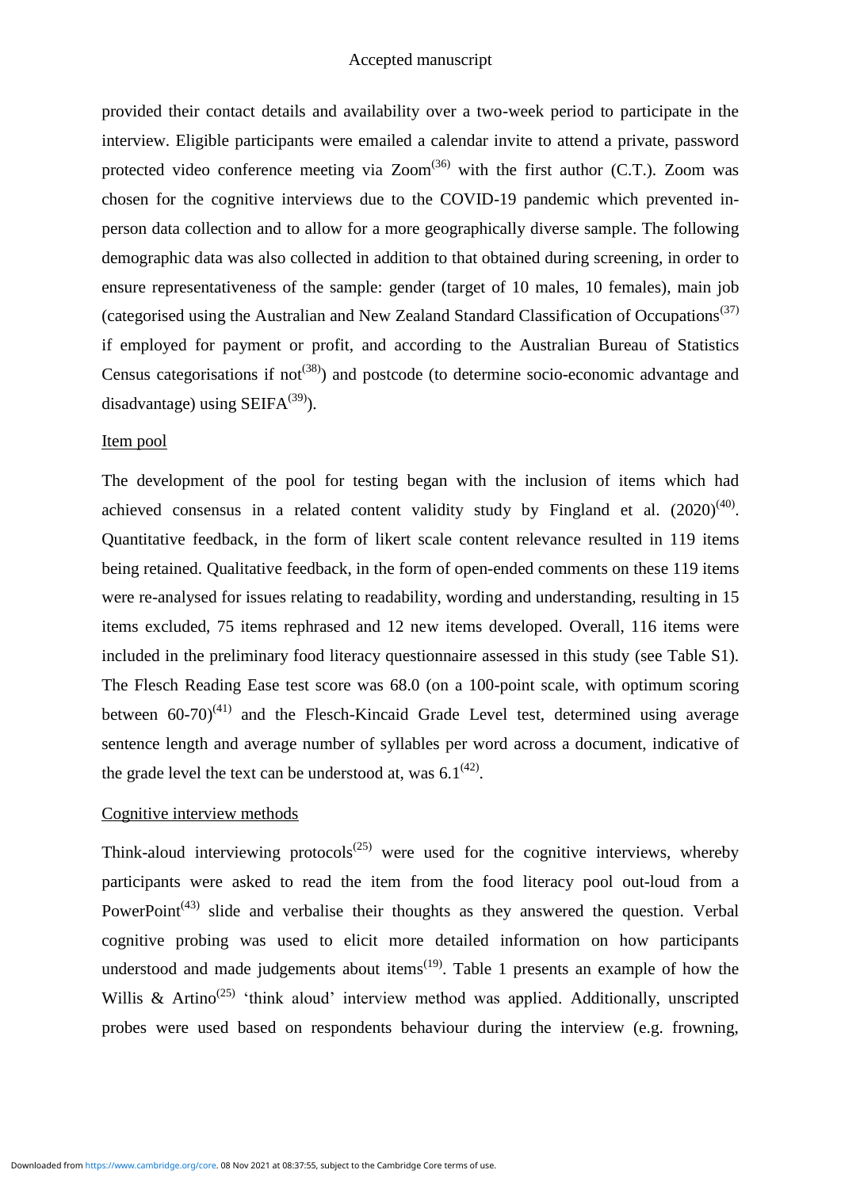provided their contact details and availability over a two-week period to participate in the interview. Eligible participants were emailed a calendar invite to attend a private, password protected video conference meeting via Zoom[36] with the first author (C.T.). Zoom was chosen for the cognitive interviews due to the COVID-19 pandemic which prevented in-person data collection and to allow for a more geographically diverse sample. The following demographic data was also collected in addition to that obtained during screening, in order to ensure representativeness of the sample: gender (target of 10 males, 10 females), main job (categorised using the Australian and New Zealand Standard Classification of Occupations[37] if employed for payment or profit, and according to the Australian Bureau of Statistics Census categorisations if not[38]) and postcode (to determine socio-economic advantage and disadvantage) using SEIFA[39]).

<u>Item pool</u>

The development of the pool for testing began with the inclusion of items which had achieved consensus in a related content validity study by Fingland et al. (2020)[40]. Quantitative feedback, in the form of likert scale content relevance resulted in 119 items being retained. Qualitative feedback, in the form of open-ended comments on these 119 items were re-analysed for issues relating to readability, wording and understanding, resulting in 15 items excluded, 75 items rephrased and 12 new items developed. Overall, 116 items were included in the preliminary food literacy questionnaire assessed in this study (see Table S1). The Flesch Reading Ease test score was 68.0 (on a 100-point scale, with optimum scoring between 60-70)[41] and the Flesch-Kincaid Grade Level test, determined using average sentence length and average number of syllables per word across a document, indicative of the grade level the text can be understood at, was 6.1[42].

<u>Cognitive interview methods</u>

Think-aloud interviewing protocols[25] were used for the cognitive interviews, whereby participants were asked to read the item from the food literacy pool out-loud from a PowerPoint[43] slide and verbalise their thoughts as they answered the question. Verbal cognitive probing was used to elicit more detailed information on how participants understood and made judgements about items[19]. Table 1 presents an example of how the Willis & Artino[25] 'think aloud' interview method was applied. Additionally, unscripted probes were used based on respondents behaviour during the interview (e.g. frowning,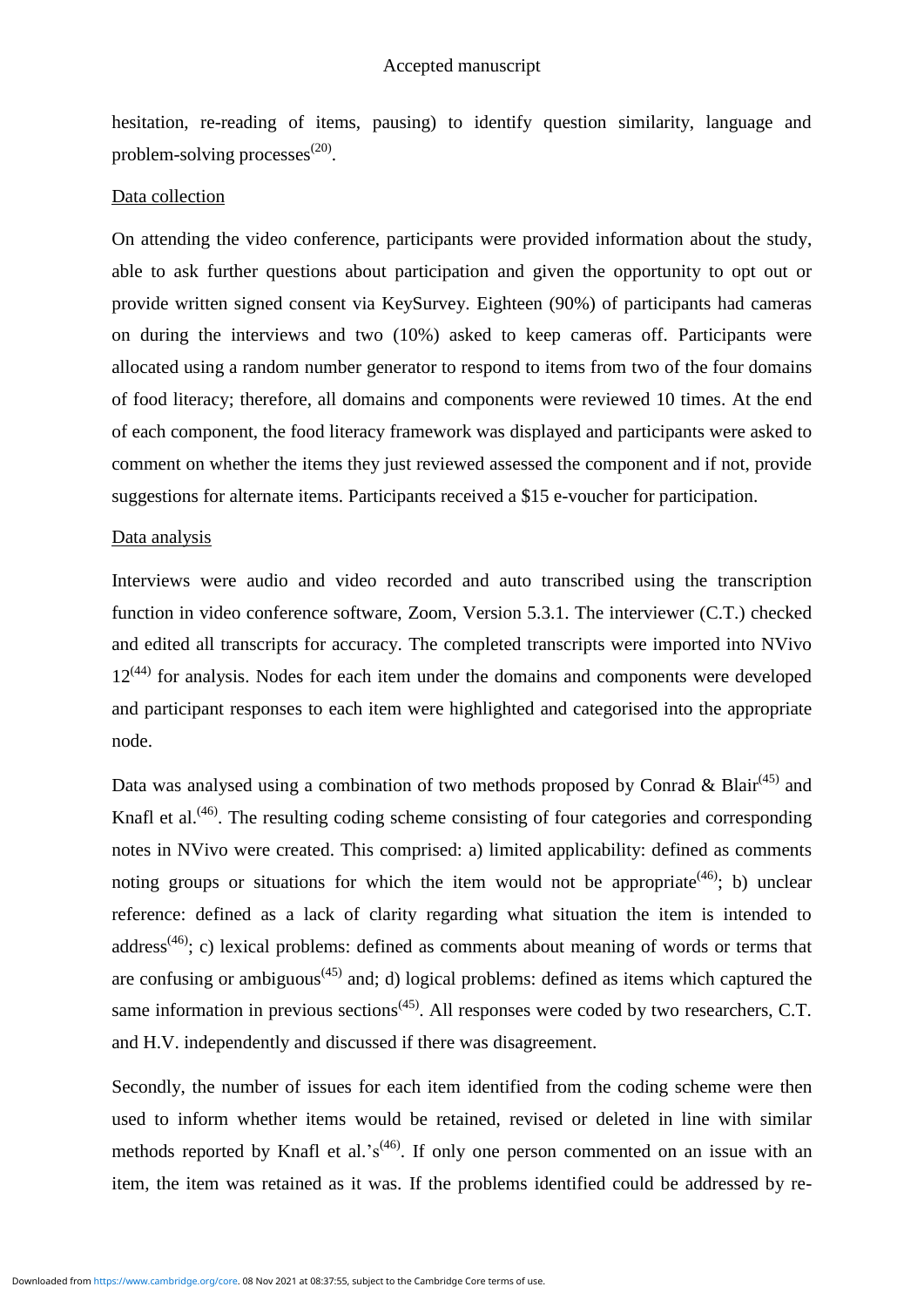hesitation, re-reading of items, pausing) to identify question similarity, language and problem-solving processes[20].

Data collection

On attending the video conference, participants were provided information about the study, able to ask further questions about participation and given the opportunity to opt out or provide written signed consent via KeySurvey. Eighteen (90%) of participants had cameras on during the interviews and two (10%) asked to keep cameras off. Participants were allocated using a random number generator to respond to items from two of the four domains of food literacy; therefore, all domains and components were reviewed 10 times. At the end of each component, the food literacy framework was displayed and participants were asked to comment on whether the items they just reviewed assessed the component and if not, provide suggestions for alternate items. Participants received a $15 e-voucher for participation.

Data analysis

Interviews were audio and video recorded and auto transcribed using the transcription function in video conference software, Zoom, Version 5.3.1. The interviewer (C.T.) checked and edited all transcripts for accuracy. The completed transcripts were imported into NVivo 12[44] for analysis. Nodes for each item under the domains and components were developed and participant responses to each item were highlighted and categorised into the appropriate node.

Data was analysed using a combination of two methods proposed by Conrad & Blair[45] and Knafl et al.[46]. The resulting coding scheme consisting of four categories and corresponding notes in NVivo were created. This comprised: a) limited applicability: defined as comments noting groups or situations for which the item would not be appropriate[46]; b) unclear reference: defined as a lack of clarity regarding what situation the item is intended to address[46]; c) lexical problems: defined as comments about meaning of words or terms that are confusing or ambiguous[45] and; d) logical problems: defined as items which captured the same information in previous sections[45]. All responses were coded by two researchers, C.T. and H.V. independently and discussed if there was disagreement.

Secondly, the number of issues for each item identified from the coding scheme were then used to inform whether items would be retained, revised or deleted in line with similar methods reported by Knafl et al.'s[46]. If only one person commented on an issue with an item, the item was retained as it was. If the problems identified could be addressed by re-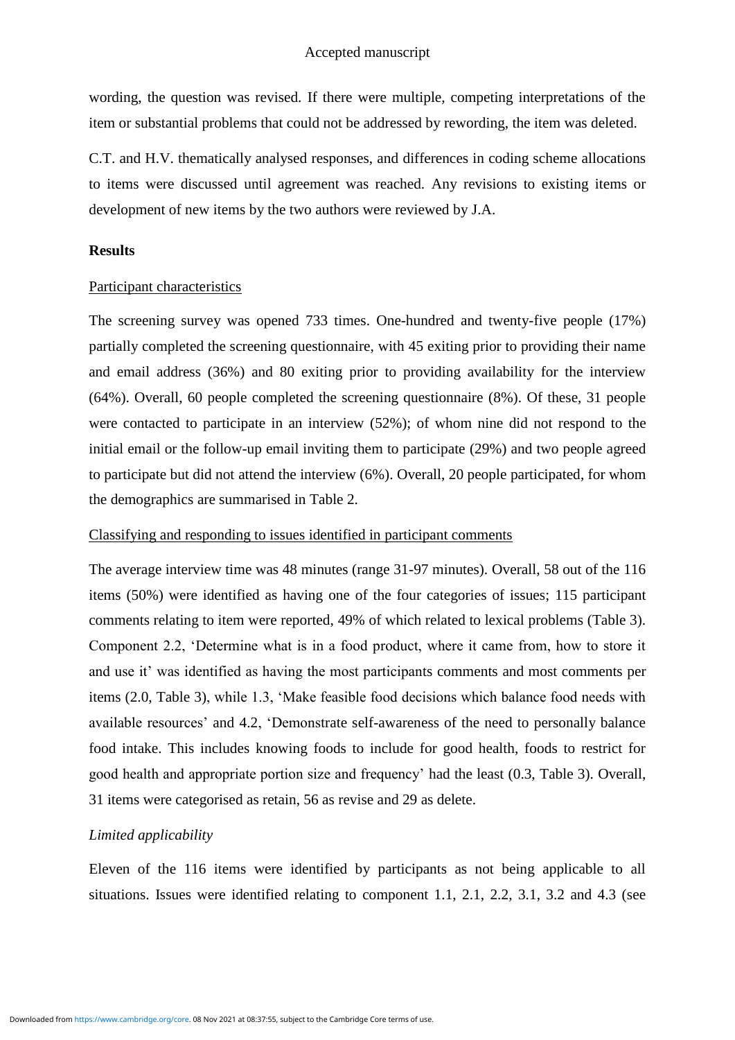wording, the question was revised. If there were multiple, competing interpretations of the item or substantial problems that could not be addressed by rewording, the item was deleted.

C.T. and H.V. thematically analysed responses, and differences in coding scheme allocations to items were discussed until agreement was reached. Any revisions to existing items or development of new items by the two authors were reviewed by J.A.

## Results

<u>Participant characteristics</u>

The screening survey was opened 733 times. One-hundred and twenty-five people (17%) partially completed the screening questionnaire, with 45 exiting prior to providing their name and email address (36%) and 80 exiting prior to providing availability for the interview (64%). Overall, 60 people completed the screening questionnaire (8%). Of these, 31 people were contacted to participate in an interview (52%); of whom nine did not respond to the initial email or the follow-up email inviting them to participate (29%) and two people agreed to participate but did not attend the interview (6%). Overall, 20 people participated, for whom the demographics are summarised in Table 2.

<u>Classifying and responding to issues identified in participant comments</u>

The average interview time was 48 minutes (range 31-97 minutes). Overall, 58 out of the 116 items (50%) were identified as having one of the four categories of issues; 115 participant comments relating to item were reported, 49% of which related to lexical problems (Table 3). Component 2.2, 'Determine what is in a food product, where it came from, how to store it and use it' was identified as having the most participants comments and most comments per items (2.0, Table 3), while 1.3, 'Make feasible food decisions which balance food needs with available resources' and 4.2, 'Demonstrate self-awareness of the need to personally balance food intake. This includes knowing foods to include for good health, foods to restrict for good health and appropriate portion size and frequency' had the least (0.3, Table 3). Overall, 31 items were categorised as retain, 56 as revise and 29 as delete.

*Limited applicability*

Eleven of the 116 items were identified by participants as not being applicable to all situations. Issues were identified relating to component 1.1, 2.1, 2.2, 3.1, 3.2 and 4.3 (see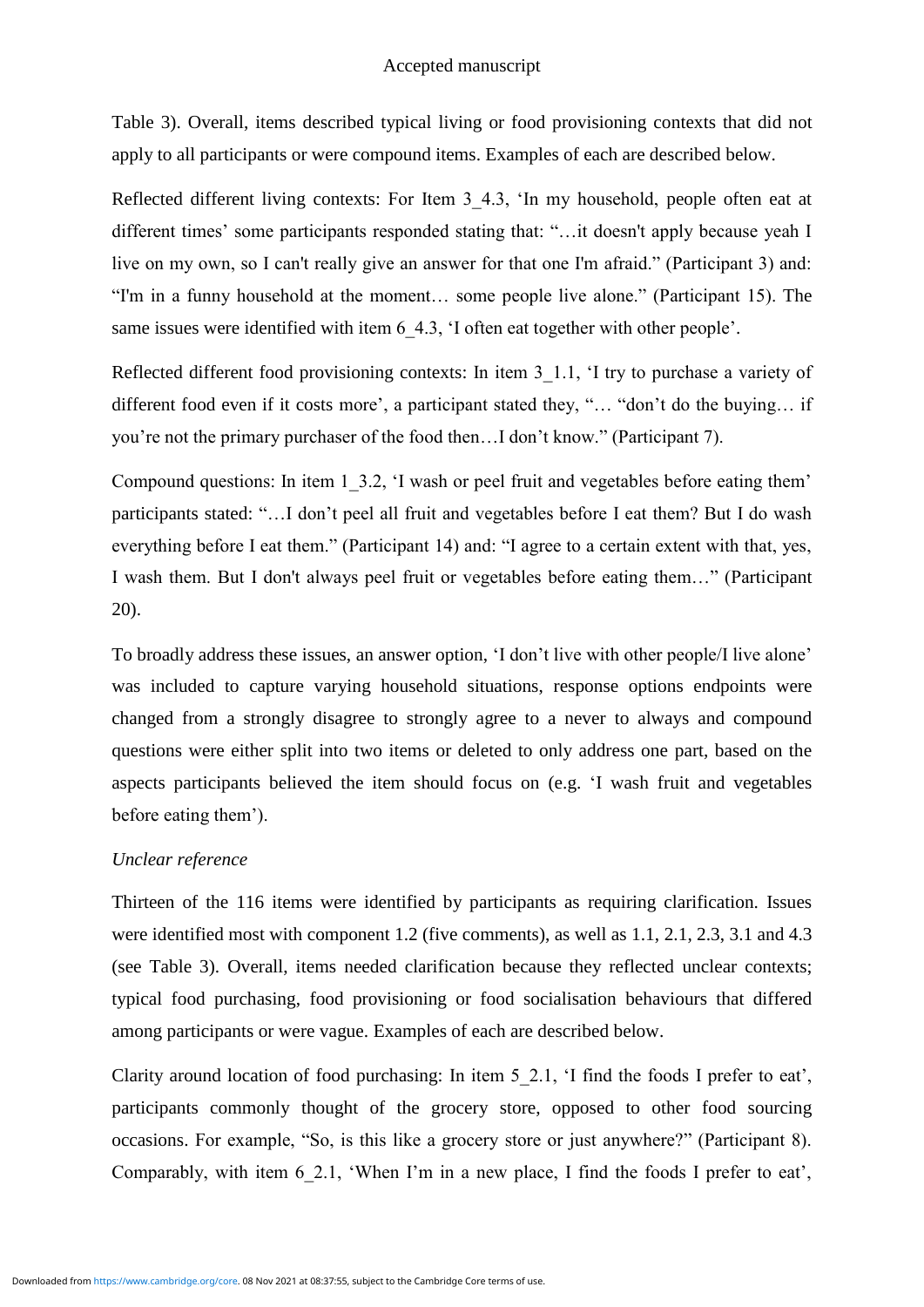Table 3). Overall, items described typical living or food provisioning contexts that did not apply to all participants or were compound items. Examples of each are described below.

Reflected different living contexts: For Item 3_4.3, 'In my household, people often eat at different times' some participants responded stating that: "…it doesn't apply because yeah I live on my own, so I can't really give an answer for that one I'm afraid." (Participant 3) and: "I'm in a funny household at the moment… some people live alone." (Participant 15). The same issues were identified with item 6_4.3, 'I often eat together with other people'.

Reflected different food provisioning contexts: In item 3_1.1, 'I try to purchase a variety of different food even if it costs more', a participant stated they, "… "don't do the buying… if you're not the primary purchaser of the food then…I don't know." (Participant 7).

Compound questions: In item 1_3.2, 'I wash or peel fruit and vegetables before eating them' participants stated: "…I don't peel all fruit and vegetables before I eat them? But I do wash everything before I eat them." (Participant 14) and: "I agree to a certain extent with that, yes, I wash them. But I don't always peel fruit or vegetables before eating them…" (Participant 20).

To broadly address these issues, an answer option, 'I don't live with other people/I live alone' was included to capture varying household situations, response options endpoints were changed from a strongly disagree to strongly agree to a never to always and compound questions were either split into two items or deleted to only address one part, based on the aspects participants believed the item should focus on (e.g. 'I wash fruit and vegetables before eating them').

*Unclear reference*

Thirteen of the 116 items were identified by participants as requiring clarification. Issues were identified most with component 1.2 (five comments), as well as 1.1, 2.1, 2.3, 3.1 and 4.3 (see Table 3). Overall, items needed clarification because they reflected unclear contexts; typical food purchasing, food provisioning or food socialisation behaviours that differed among participants or were vague. Examples of each are described below.

Clarity around location of food purchasing: In item 5_2.1, 'I find the foods I prefer to eat', participants commonly thought of the grocery store, opposed to other food sourcing occasions. For example, "So, is this like a grocery store or just anywhere?" (Participant 8). Comparably, with item 6_2.1, 'When I'm in a new place, I find the foods I prefer to eat',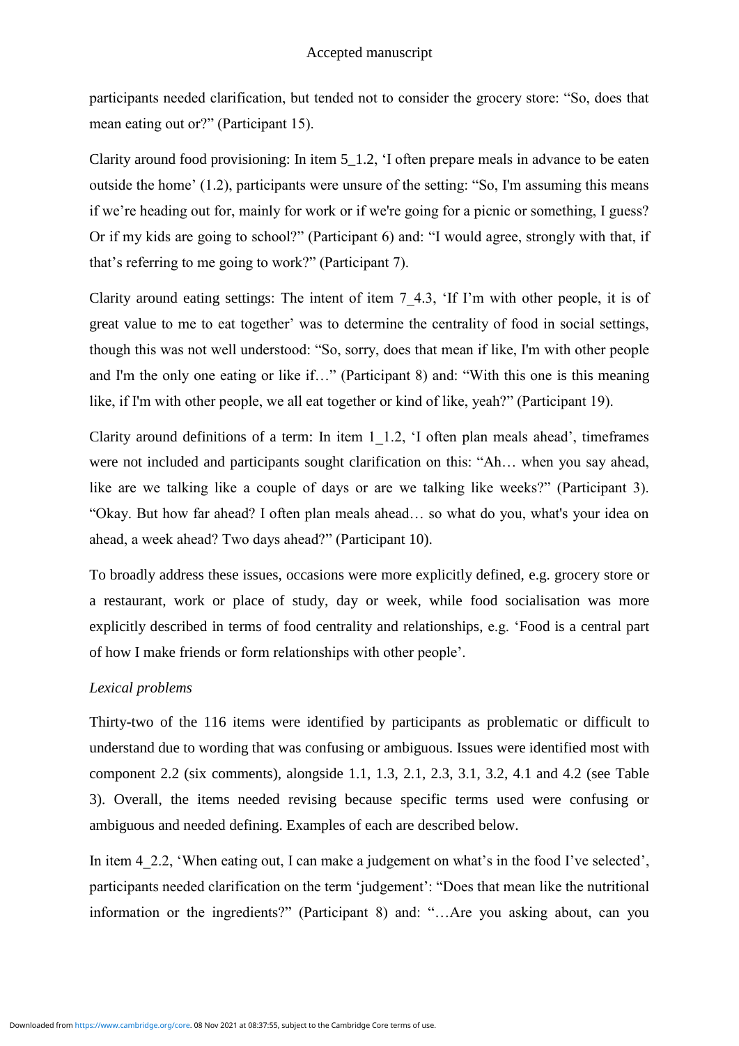participants needed clarification, but tended not to consider the grocery store: "So, does that mean eating out or?" (Participant 15).

Clarity around food provisioning: In item 5_1.2, 'I often prepare meals in advance to be eaten outside the home' (1.2), participants were unsure of the setting: "So, I'm assuming this means if we're heading out for, mainly for work or if we're going for a picnic or something, I guess? Or if my kids are going to school?" (Participant 6) and: "I would agree, strongly with that, if that's referring to me going to work?" (Participant 7).

Clarity around eating settings: The intent of item 7_4.3, 'If I'm with other people, it is of great value to me to eat together' was to determine the centrality of food in social settings, though this was not well understood: "So, sorry, does that mean if like, I'm with other people and I'm the only one eating or like if…" (Participant 8) and: "With this one is this meaning like, if I'm with other people, we all eat together or kind of like, yeah?" (Participant 19).

Clarity around definitions of a term: In item 1_1.2, 'I often plan meals ahead', timeframes were not included and participants sought clarification on this: "Ah… when you say ahead, like are we talking like a couple of days or are we talking like weeks?" (Participant 3). "Okay. But how far ahead? I often plan meals ahead… so what do you, what's your idea on ahead, a week ahead? Two days ahead?" (Participant 10).

To broadly address these issues, occasions were more explicitly defined, e.g. grocery store or a restaurant, work or place of study, day or week, while food socialisation was more explicitly described in terms of food centrality and relationships, e.g. 'Food is a central part of how I make friends or form relationships with other people'.

*Lexical problems*

Thirty-two of the 116 items were identified by participants as problematic or difficult to understand due to wording that was confusing or ambiguous. Issues were identified most with component 2.2 (six comments), alongside 1.1, 1.3, 2.1, 2.3, 3.1, 3.2, 4.1 and 4.2 (see Table 3). Overall, the items needed revising because specific terms used were confusing or ambiguous and needed defining. Examples of each are described below.

In item 4_2.2, 'When eating out, I can make a judgement on what's in the food I've selected', participants needed clarification on the term 'judgement': "Does that mean like the nutritional information or the ingredients?" (Participant 8) and: "…Are you asking about, can you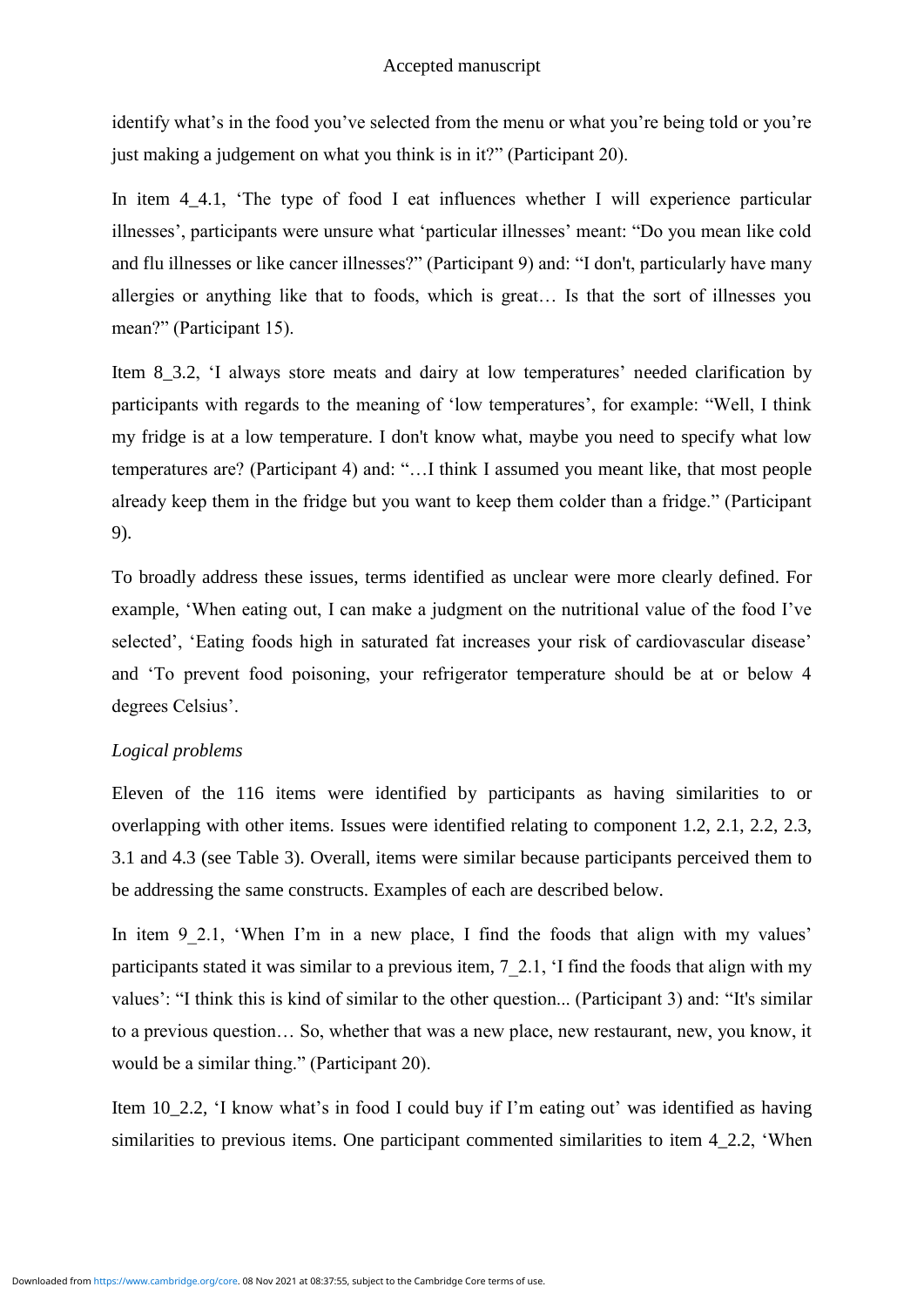identify what's in the food you've selected from the menu or what you're being told or you're just making a judgement on what you think is in it?" (Participant 20).

In item 4_4.1, 'The type of food I eat influences whether I will experience particular illnesses', participants were unsure what 'particular illnesses' meant: "Do you mean like cold and flu illnesses or like cancer illnesses?" (Participant 9) and: "I don't, particularly have many allergies or anything like that to foods, which is great… Is that the sort of illnesses you mean?" (Participant 15).

Item 8_3.2, 'I always store meats and dairy at low temperatures' needed clarification by participants with regards to the meaning of 'low temperatures', for example: "Well, I think my fridge is at a low temperature. I don't know what, maybe you need to specify what low temperatures are? (Participant 4) and: "…I think I assumed you meant like, that most people already keep them in the fridge but you want to keep them colder than a fridge." (Participant 9).

To broadly address these issues, terms identified as unclear were more clearly defined. For example, 'When eating out, I can make a judgment on the nutritional value of the food I've selected', 'Eating foods high in saturated fat increases your risk of cardiovascular disease' and 'To prevent food poisoning, your refrigerator temperature should be at or below 4 degrees Celsius'.

*Logical problems*

Eleven of the 116 items were identified by participants as having similarities to or overlapping with other items. Issues were identified relating to component 1.2, 2.1, 2.2, 2.3, 3.1 and 4.3 (see Table 3). Overall, items were similar because participants perceived them to be addressing the same constructs. Examples of each are described below.

In item 9_2.1, 'When I'm in a new place, I find the foods that align with my values' participants stated it was similar to a previous item, 7_2.1, 'I find the foods that align with my values': "I think this is kind of similar to the other question... (Participant 3) and: "It's similar to a previous question… So, whether that was a new place, new restaurant, new, you know, it would be a similar thing." (Participant 20).

Item 10_2.2, 'I know what's in food I could buy if I'm eating out' was identified as having similarities to previous items. One participant commented similarities to item 4_2.2, 'When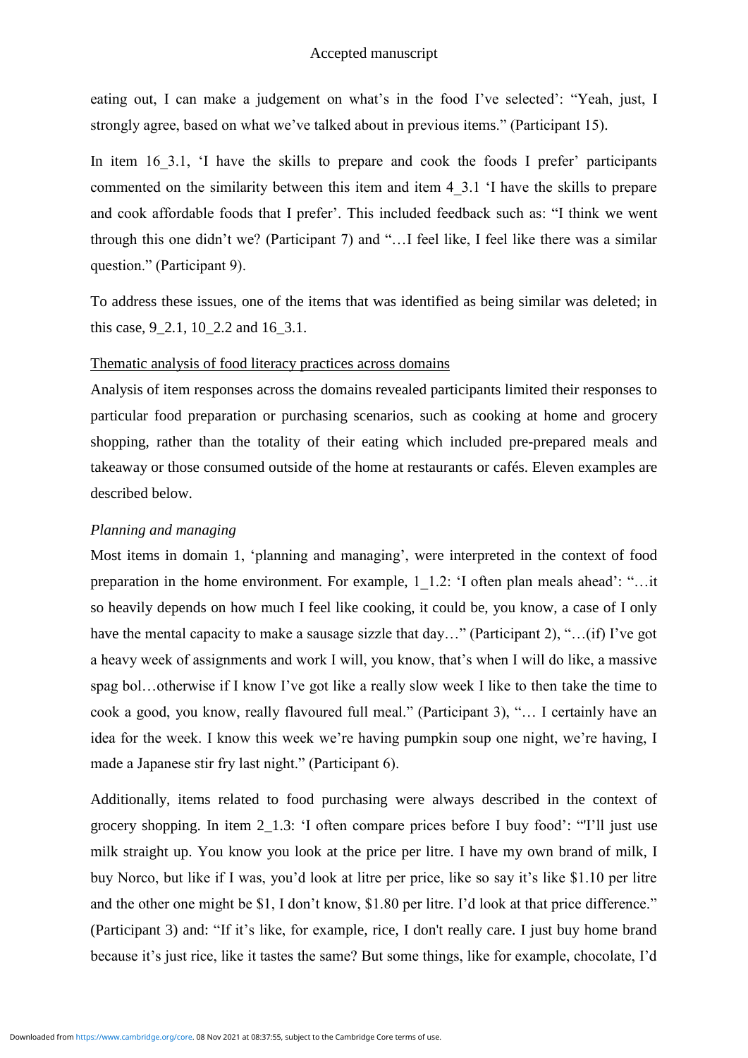eating out, I can make a judgement on what's in the food I've selected': "Yeah, just, I strongly agree, based on what we've talked about in previous items." (Participant 15).

In item 16_3.1, 'I have the skills to prepare and cook the foods I prefer' participants commented on the similarity between this item and item 4_3.1 'I have the skills to prepare and cook affordable foods that I prefer'. This included feedback such as: "I think we went through this one didn't we? (Participant 7) and "…I feel like, I feel like there was a similar question." (Participant 9).

To address these issues, one of the items that was identified as being similar was deleted; in this case, 9_2.1, 10_2.2 and 16_3.1.

<u>Thematic analysis of food literacy practices across domains</u>

Analysis of item responses across the domains revealed participants limited their responses to particular food preparation or purchasing scenarios, such as cooking at home and grocery shopping, rather than the totality of their eating which included pre-prepared meals and takeaway or those consumed outside of the home at restaurants or cafés. Eleven examples are described below.

*Planning and managing*

Most items in domain 1, 'planning and managing', were interpreted in the context of food preparation in the home environment. For example, 1_1.2: 'I often plan meals ahead': "…it so heavily depends on how much I feel like cooking, it could be, you know, a case of I only have the mental capacity to make a sausage sizzle that day…" (Participant 2), "…(if) I've got a heavy week of assignments and work I will, you know, that's when I will do like, a massive spag bol…otherwise if I know I've got like a really slow week I like to then take the time to cook a good, you know, really flavoured full meal." (Participant 3), "… I certainly have an idea for the week. I know this week we're having pumpkin soup one night, we're having, I made a Japanese stir fry last night." (Participant 6).

Additionally, items related to food purchasing were always described in the context of grocery shopping. In item 2_1.3: 'I often compare prices before I buy food': "'I'll just use milk straight up. You know you look at the price per litre. I have my own brand of milk, I buy Norco, but like if I was, you'd look at litre per price, like so say it's like $1.10 per litre and the other one might be $1, I don't know, $1.80 per litre. I'd look at that price difference." (Participant 3) and: "If it's like, for example, rice, I don't really care. I just buy home brand because it's just rice, like it tastes the same? But some things, like for example, chocolate, I'd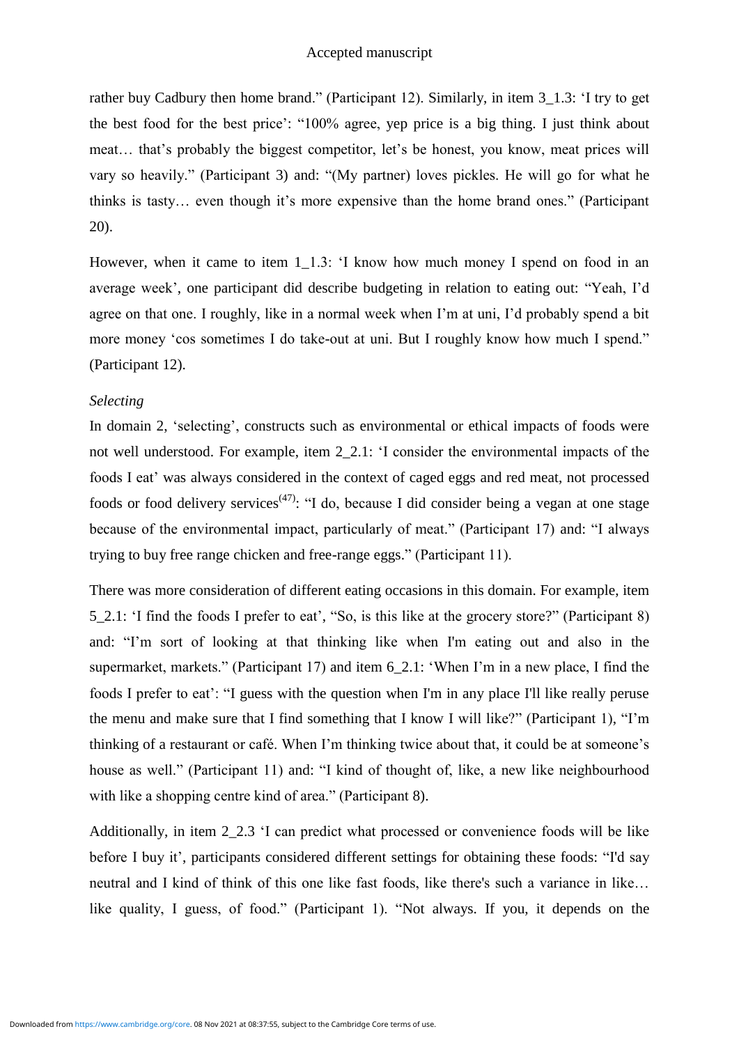rather buy Cadbury then home brand." (Participant 12). Similarly, in item 3_1.3: 'I try to get the best food for the best price': "100% agree, yep price is a big thing. I just think about meat… that's probably the biggest competitor, let's be honest, you know, meat prices will vary so heavily." (Participant 3) and: "(My partner) loves pickles. He will go for what he thinks is tasty… even though it's more expensive than the home brand ones." (Participant 20).

However, when it came to item 1_1.3: 'I know how much money I spend on food in an average week', one participant did describe budgeting in relation to eating out: "Yeah, I'd agree on that one. I roughly, like in a normal week when I'm at uni, I'd probably spend a bit more money 'cos sometimes I do take-out at uni. But I roughly know how much I spend." (Participant 12).

*Selecting*

In domain 2, 'selecting', constructs such as environmental or ethical impacts of foods were not well understood. For example, item 2_2.1: 'I consider the environmental impacts of the foods I eat' was always considered in the context of caged eggs and red meat, not processed foods or food delivery services[47]: "I do, because I did consider being a vegan at one stage because of the environmental impact, particularly of meat." (Participant 17) and: "I always trying to buy free range chicken and free-range eggs." (Participant 11).

There was more consideration of different eating occasions in this domain. For example, item 5_2.1: 'I find the foods I prefer to eat', "So, is this like at the grocery store?" (Participant 8) and: "I'm sort of looking at that thinking like when I'm eating out and also in the supermarket, markets." (Participant 17) and item 6_2.1: 'When I'm in a new place, I find the foods I prefer to eat': "I guess with the question when I'm in any place I'll like really peruse the menu and make sure that I find something that I know I will like?" (Participant 1), "I'm thinking of a restaurant or café. When I'm thinking twice about that, it could be at someone's house as well." (Participant 11) and: "I kind of thought of, like, a new like neighbourhood with like a shopping centre kind of area." (Participant 8).

Additionally, in item 2_2.3 'I can predict what processed or convenience foods will be like before I buy it', participants considered different settings for obtaining these foods: "I'd say neutral and I kind of think of this one like fast foods, like there's such a variance in like… like quality, I guess, of food." (Participant 1). "Not always. If you, it depends on the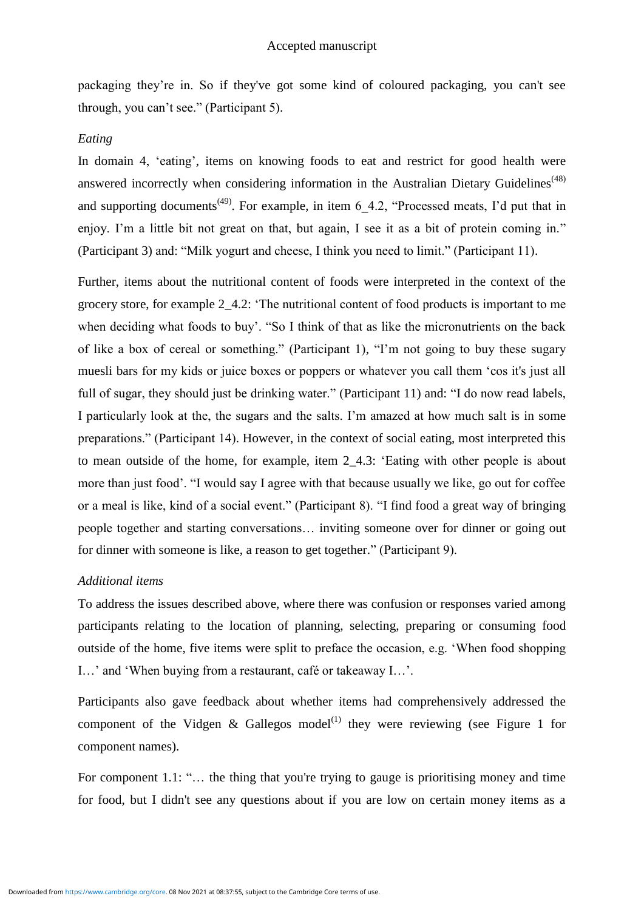packaging they're in. So if they've got some kind of coloured packaging, you can't see through, you can't see." (Participant 5).

*Eating*

In domain 4, 'eating', items on knowing foods to eat and restrict for good health were answered incorrectly when considering information in the Australian Dietary Guidelines[48] and supporting documents[49]. For example, in item 6_4.2, "Processed meats, I'd put that in enjoy. I'm a little bit not great on that, but again, I see it as a bit of protein coming in." (Participant 3) and: "Milk yogurt and cheese, I think you need to limit." (Participant 11).

Further, items about the nutritional content of foods were interpreted in the context of the grocery store, for example 2_4.2: 'The nutritional content of food products is important to me when deciding what foods to buy'. "So I think of that as like the micronutrients on the back of like a box of cereal or something." (Participant 1), "I'm not going to buy these sugary muesli bars for my kids or juice boxes or poppers or whatever you call them 'cos it's just all full of sugar, they should just be drinking water." (Participant 11) and: "I do now read labels, I particularly look at the, the sugars and the salts. I'm amazed at how much salt is in some preparations." (Participant 14). However, in the context of social eating, most interpreted this to mean outside of the home, for example, item 2_4.3: 'Eating with other people is about more than just food'. "I would say I agree with that because usually we like, go out for coffee or a meal is like, kind of a social event." (Participant 8). "I find food a great way of bringing people together and starting conversations… inviting someone over for dinner or going out for dinner with someone is like, a reason to get together." (Participant 9).

*Additional items*

To address the issues described above, where there was confusion or responses varied among participants relating to the location of planning, selecting, preparing or consuming food outside of the home, five items were split to preface the occasion, e.g. 'When food shopping I…' and 'When buying from a restaurant, café or takeaway I…'.

Participants also gave feedback about whether items had comprehensively addressed the component of the Vidgen & Gallegos model[1] they were reviewing (see Figure 1 for component names).

For component 1.1: "… the thing that you're trying to gauge is prioritising money and time for food, but I didn't see any questions about if you are low on certain money items as a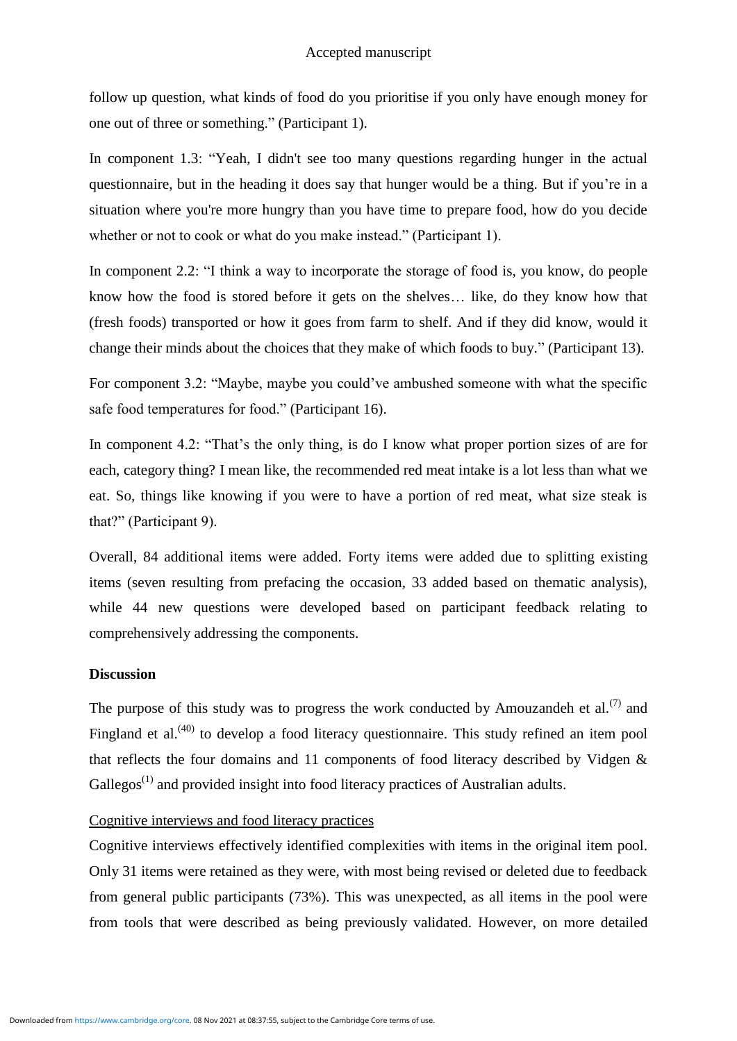follow up question, what kinds of food do you prioritise if you only have enough money for one out of three or something." (Participant 1).

In component 1.3: "Yeah, I didn't see too many questions regarding hunger in the actual questionnaire, but in the heading it does say that hunger would be a thing. But if you're in a situation where you're more hungry than you have time to prepare food, how do you decide whether or not to cook or what do you make instead." (Participant 1).

In component 2.2: "I think a way to incorporate the storage of food is, you know, do people know how the food is stored before it gets on the shelves… like, do they know how that (fresh foods) transported or how it goes from farm to shelf. And if they did know, would it change their minds about the choices that they make of which foods to buy." (Participant 13).

For component 3.2: "Maybe, maybe you could've ambushed someone with what the specific safe food temperatures for food." (Participant 16).

In component 4.2: "That's the only thing, is do I know what proper portion sizes of are for each, category thing? I mean like, the recommended red meat intake is a lot less than what we eat. So, things like knowing if you were to have a portion of red meat, what size steak is that?" (Participant 9).

Overall, 84 additional items were added. Forty items were added due to splitting existing items (seven resulting from prefacing the occasion, 33 added based on thematic analysis), while 44 new questions were developed based on participant feedback relating to comprehensively addressing the components.

## Discussion

The purpose of this study was to progress the work conducted by Amouzandeh et al.[7] and Fingland et al.[40] to develop a food literacy questionnaire. This study refined an item pool that reflects the four domains and 11 components of food literacy described by Vidgen & Gallegos[1] and provided insight into food literacy practices of Australian adults.

### Cognitive interviews and food literacy practices

Cognitive interviews effectively identified complexities with items in the original item pool. Only 31 items were retained as they were, with most being revised or deleted due to feedback from general public participants (73%). This was unexpected, as all items in the pool were from tools that were described as being previously validated. However, on more detailed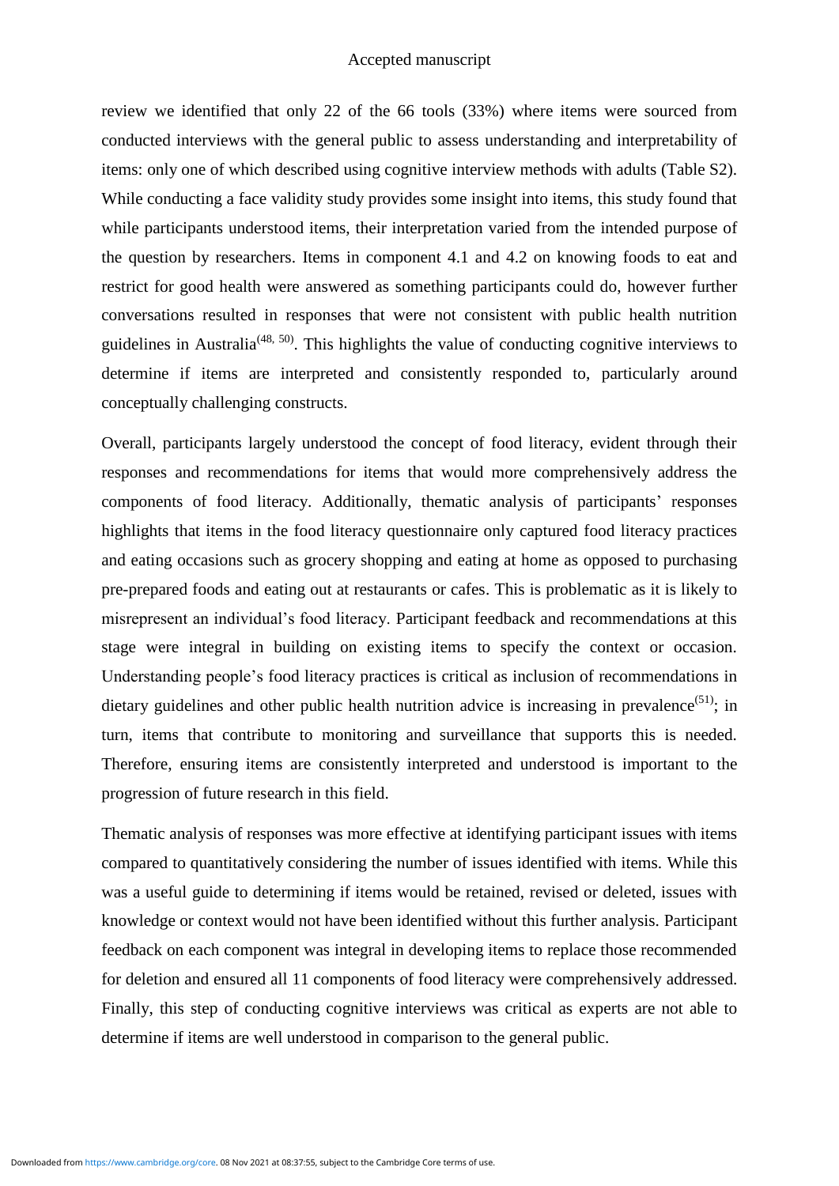review we identified that only 22 of the 66 tools (33%) where items were sourced from conducted interviews with the general public to assess understanding and interpretability of items: only one of which described using cognitive interview methods with adults (Table S2). While conducting a face validity study provides some insight into items, this study found that while participants understood items, their interpretation varied from the intended purpose of the question by researchers. Items in component 4.1 and 4.2 on knowing foods to eat and restrict for good health were answered as something participants could do, however further conversations resulted in responses that were not consistent with public health nutrition guidelines in Australia[48, 50]. This highlights the value of conducting cognitive interviews to determine if items are interpreted and consistently responded to, particularly around conceptually challenging constructs.

Overall, participants largely understood the concept of food literacy, evident through their responses and recommendations for items that would more comprehensively address the components of food literacy. Additionally, thematic analysis of participants' responses highlights that items in the food literacy questionnaire only captured food literacy practices and eating occasions such as grocery shopping and eating at home as opposed to purchasing pre-prepared foods and eating out at restaurants or cafes. This is problematic as it is likely to misrepresent an individual's food literacy. Participant feedback and recommendations at this stage were integral in building on existing items to specify the context or occasion. Understanding people's food literacy practices is critical as inclusion of recommendations in dietary guidelines and other public health nutrition advice is increasing in prevalence[51]; in turn, items that contribute to monitoring and surveillance that supports this is needed. Therefore, ensuring items are consistently interpreted and understood is important to the progression of future research in this field.

Thematic analysis of responses was more effective at identifying participant issues with items compared to quantitatively considering the number of issues identified with items. While this was a useful guide to determining if items would be retained, revised or deleted, issues with knowledge or context would not have been identified without this further analysis. Participant feedback on each component was integral in developing items to replace those recommended for deletion and ensured all 11 components of food literacy were comprehensively addressed. Finally, this step of conducting cognitive interviews was critical as experts are not able to determine if items are well understood in comparison to the general public.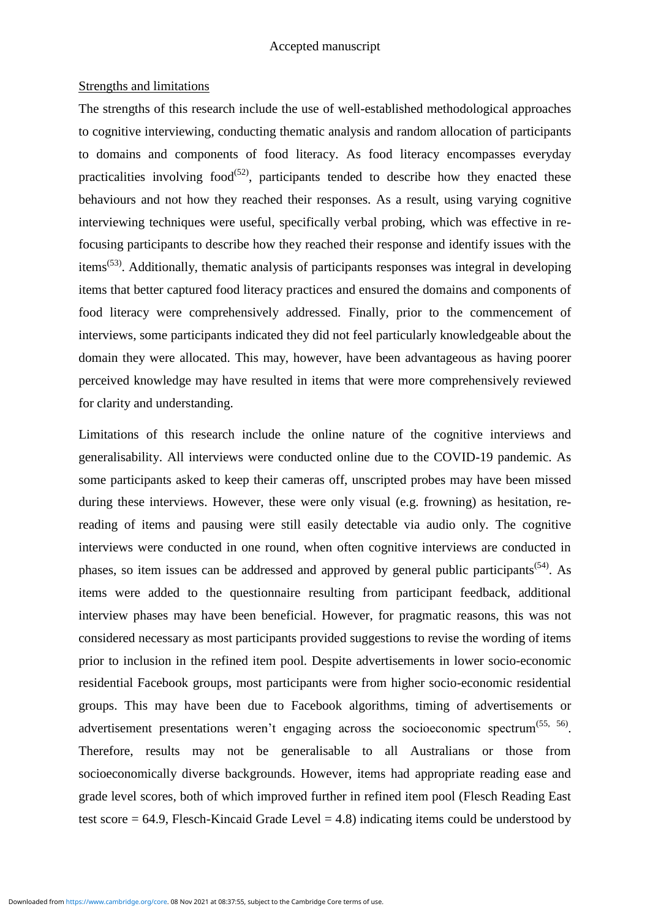Strengths and limitations

The strengths of this research include the use of well-established methodological approaches to cognitive interviewing, conducting thematic analysis and random allocation of participants to domains and components of food literacy. As food literacy encompasses everyday practicalities involving food[52], participants tended to describe how they enacted these behaviours and not how they reached their responses. As a result, using varying cognitive interviewing techniques were useful, specifically verbal probing, which was effective in re-focusing participants to describe how they reached their response and identify issues with the items[53]. Additionally, thematic analysis of participants responses was integral in developing items that better captured food literacy practices and ensured the domains and components of food literacy were comprehensively addressed. Finally, prior to the commencement of interviews, some participants indicated they did not feel particularly knowledgeable about the domain they were allocated. This may, however, have been advantageous as having poorer perceived knowledge may have resulted in items that were more comprehensively reviewed for clarity and understanding.

Limitations of this research include the online nature of the cognitive interviews and generalisability. All interviews were conducted online due to the COVID-19 pandemic. As some participants asked to keep their cameras off, unscripted probes may have been missed during these interviews. However, these were only visual (e.g. frowning) as hesitation, re-reading of items and pausing were still easily detectable via audio only. The cognitive interviews were conducted in one round, when often cognitive interviews are conducted in phases, so item issues can be addressed and approved by general public participants[54]. As items were added to the questionnaire resulting from participant feedback, additional interview phases may have been beneficial. However, for pragmatic reasons, this was not considered necessary as most participants provided suggestions to revise the wording of items prior to inclusion in the refined item pool. Despite advertisements in lower socio-economic residential Facebook groups, most participants were from higher socio-economic residential groups. This may have been due to Facebook algorithms, timing of advertisements or advertisement presentations weren't engaging across the socioeconomic spectrum[55, 56]. Therefore, results may not be generalisable to all Australians or those from socioeconomically diverse backgrounds. However, items had appropriate reading ease and grade level scores, both of which improved further in refined item pool (Flesch Reading East test score = 64.9, Flesch-Kincaid Grade Level = 4.8) indicating items could be understood by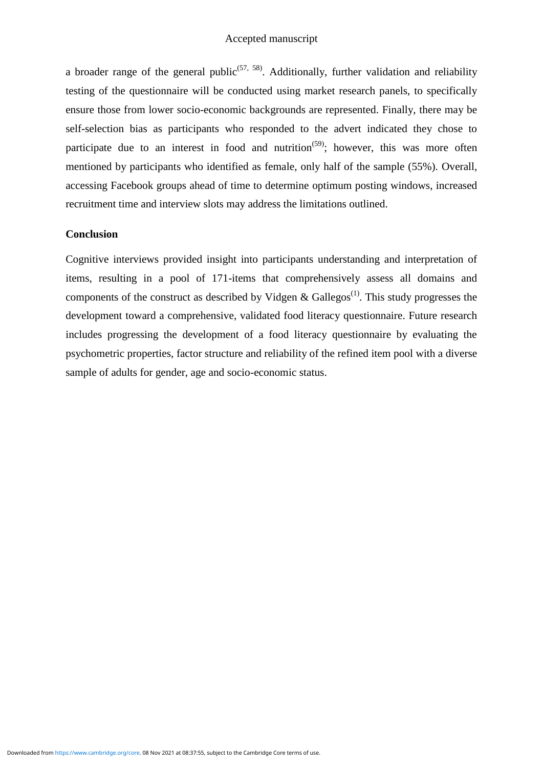a broader range of the general public[57, 58]. Additionally, further validation and reliability testing of the questionnaire will be conducted using market research panels, to specifically ensure those from lower socio-economic backgrounds are represented. Finally, there may be self-selection bias as participants who responded to the advert indicated they chose to participate due to an interest in food and nutrition[59]; however, this was more often mentioned by participants who identified as female, only half of the sample (55%). Overall, accessing Facebook groups ahead of time to determine optimum posting windows, increased recruitment time and interview slots may address the limitations outlined.

## Conclusion

Cognitive interviews provided insight into participants understanding and interpretation of items, resulting in a pool of 171-items that comprehensively assess all domains and components of the construct as described by Vidgen & Gallegos[1]. This study progresses the development toward a comprehensive, validated food literacy questionnaire. Future research includes progressing the development of a food literacy questionnaire by evaluating the psychometric properties, factor structure and reliability of the refined item pool with a diverse sample of adults for gender, age and socio-economic status.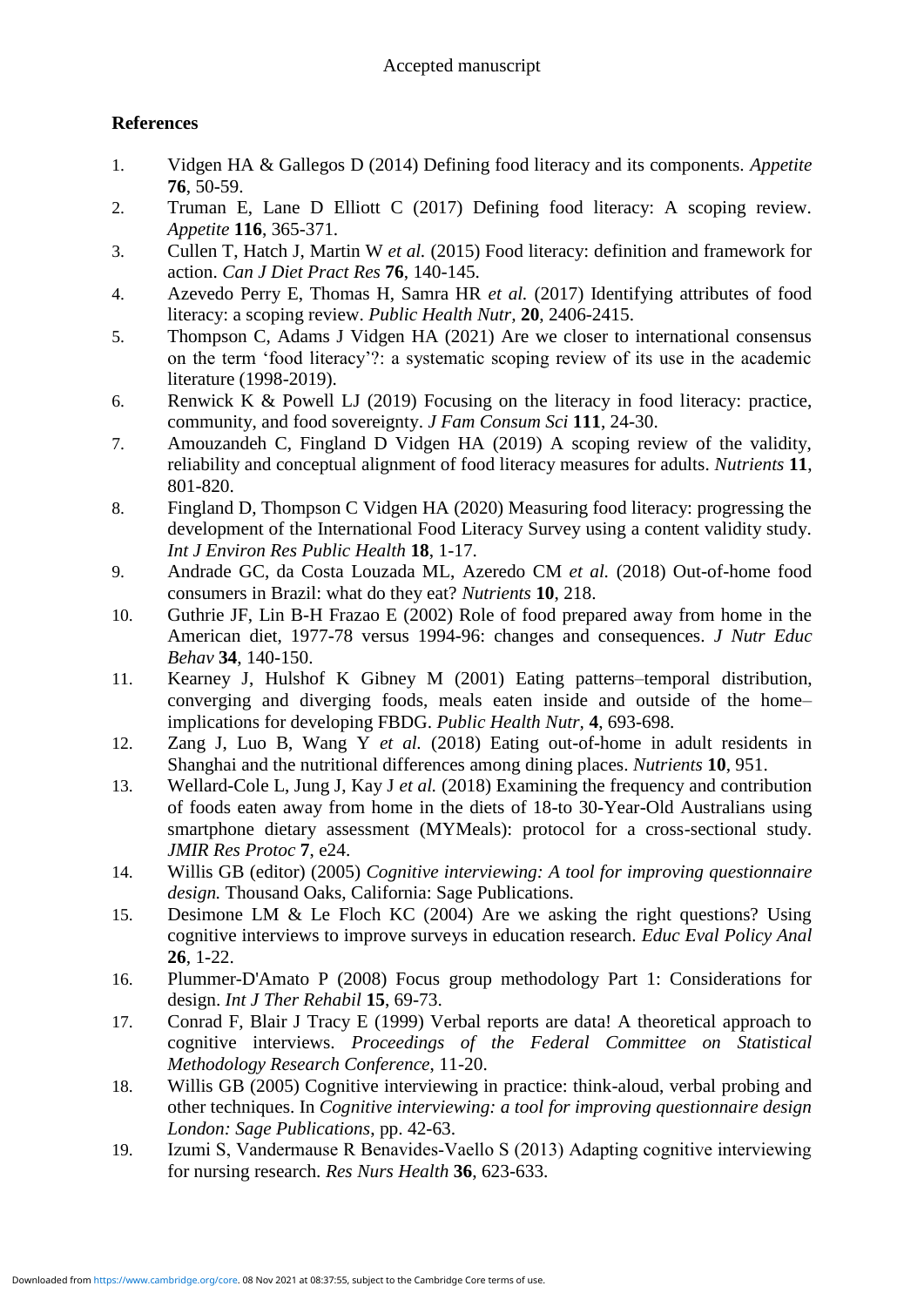## References

1. Vidgen HA & Gallegos D (2014) Defining food literacy and its components. *Appetite* **76**, 50-59.
2. Truman E, Lane D Elliott C (2017) Defining food literacy: A scoping review. *Appetite* **116**, 365-371.
3. Cullen T, Hatch J, Martin W *et al.* (2015) Food literacy: definition and framework for action. *Can J Diet Pract Res* **76**, 140-145.
4. Azevedo Perry E, Thomas H, Samra HR *et al.* (2017) Identifying attributes of food literacy: a scoping review. *Public Health Nutr*, **20**, 2406-2415.
5. Thompson C, Adams J Vidgen HA (2021) Are we closer to international consensus on the term 'food literacy'?: a systematic scoping review of its use in the academic literature (1998-2019).
6. Renwick K & Powell LJ (2019) Focusing on the literacy in food literacy: practice, community, and food sovereignty. *J Fam Consum Sci* **111**, 24-30.
7. Amouzandeh C, Fingland D Vidgen HA (2019) A scoping review of the validity, reliability and conceptual alignment of food literacy measures for adults. *Nutrients* **11**, 801-820.
8. Fingland D, Thompson C Vidgen HA (2020) Measuring food literacy: progressing the development of the International Food Literacy Survey using a content validity study. *Int J Environ Res Public Health* **18**, 1-17.
9. Andrade GC, da Costa Louzada ML, Azeredo CM *et al.* (2018) Out-of-home food consumers in Brazil: what do they eat? *Nutrients* **10**, 218.
10. Guthrie JF, Lin B-H Frazao E (2002) Role of food prepared away from home in the American diet, 1977-78 versus 1994-96: changes and consequences. *J Nutr Educ Behav* **34**, 140-150.
11. Kearney J, Hulshof K Gibney M (2001) Eating patterns–temporal distribution, converging and diverging foods, meals eaten inside and outside of the home–implications for developing FBDG. *Public Health Nutr*, **4**, 693-698.
12. Zang J, Luo B, Wang Y *et al.* (2018) Eating out-of-home in adult residents in Shanghai and the nutritional differences among dining places. *Nutrients* **10**, 951.
13. Wellard-Cole L, Jung J, Kay J *et al.* (2018) Examining the frequency and contribution of foods eaten away from home in the diets of 18-to 30-Year-Old Australians using smartphone dietary assessment (MYMeals): protocol for a cross-sectional study. *JMIR Res Protoc* **7**, e24.
14. Willis GB (editor) (2005) *Cognitive interviewing: A tool for improving questionnaire design.* Thousand Oaks, California: Sage Publications.
15. Desimone LM & Le Floch KC (2004) Are we asking the right questions? Using cognitive interviews to improve surveys in education research. *Educ Eval Policy Anal* **26**, 1-22.
16. Plummer-D'Amato P (2008) Focus group methodology Part 1: Considerations for design. *Int J Ther Rehabil* **15**, 69-73.
17. Conrad F, Blair J Tracy E (1999) Verbal reports are data! A theoretical approach to cognitive interviews. *Proceedings of the Federal Committee on Statistical Methodology Research Conference*, 11-20.
18. Willis GB (2005) Cognitive interviewing in practice: think-aloud, verbal probing and other techniques. In *Cognitive interviewing: a tool for improving questionnaire design London: Sage Publications*, pp. 42-63.
19. Izumi S, Vandermause R Benavides-Vaello S (2013) Adapting cognitive interviewing for nursing research. *Res Nurs Health* **36**, 623-633.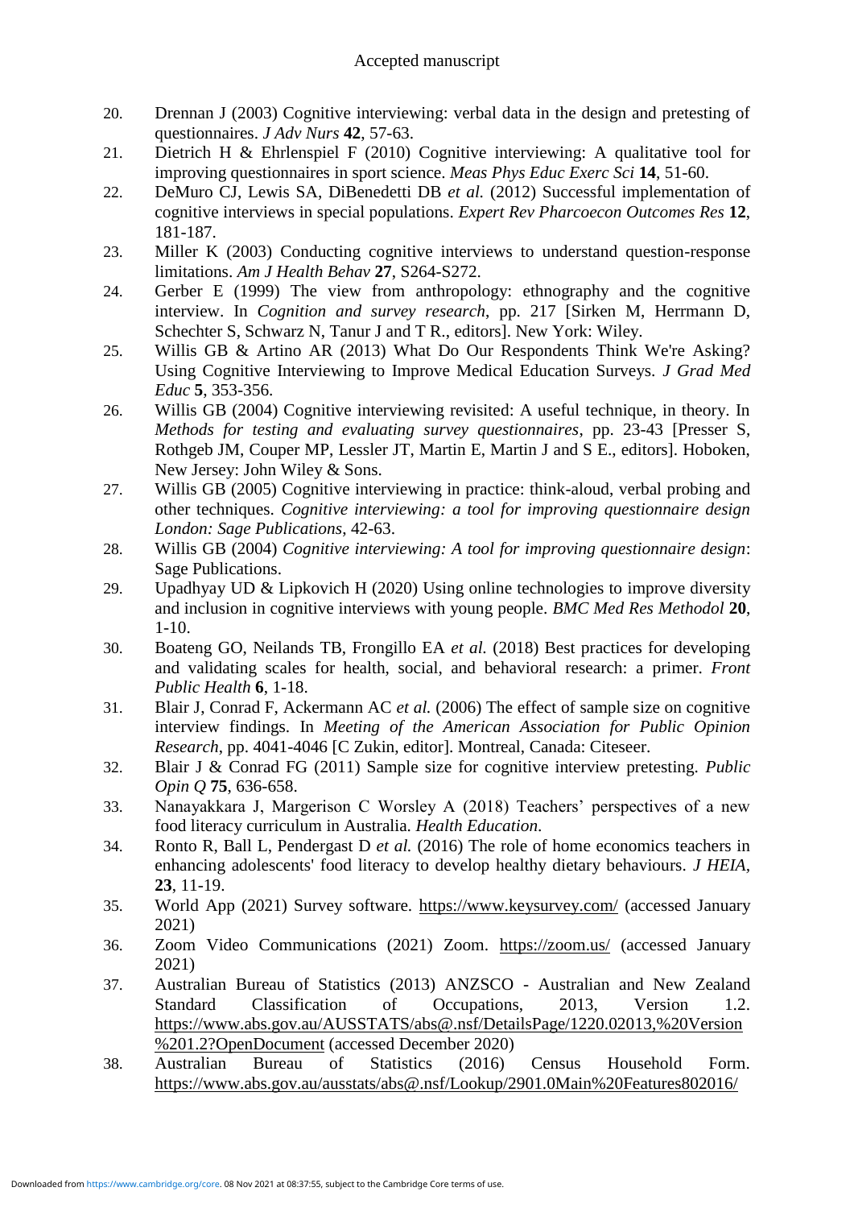20. Drennan J (2003) Cognitive interviewing: verbal data in the design and pretesting of questionnaires. *J Adv Nurs* **42**, 57-63.
21. Dietrich H & Ehrlenspiel F (2010) Cognitive interviewing: A qualitative tool for improving questionnaires in sport science. *Meas Phys Educ Exerc Sci* **14**, 51-60.
22. DeMuro CJ, Lewis SA, DiBenedetti DB *et al.* (2012) Successful implementation of cognitive interviews in special populations. *Expert Rev Pharcoecon Outcomes Res* **12**, 181-187.
23. Miller K (2003) Conducting cognitive interviews to understand question-response limitations. *Am J Health Behav* **27**, S264-S272.
24. Gerber E (1999) The view from anthropology: ethnography and the cognitive interview. In *Cognition and survey research*, pp. 217 [Sirken M, Herrmann D, Schechter S, Schwarz N, Tanur J and T R., editors]. New York: Wiley.
25. Willis GB & Artino AR (2013) What Do Our Respondents Think We're Asking? Using Cognitive Interviewing to Improve Medical Education Surveys. *J Grad Med Educ* **5**, 353-356.
26. Willis GB (2004) Cognitive interviewing revisited: A useful technique, in theory. In *Methods for testing and evaluating survey questionnaires*, pp. 23-43 [Presser S, Rothgeb JM, Couper MP, Lessler JT, Martin E, Martin J and S E., editors]. Hoboken, New Jersey: John Wiley & Sons.
27. Willis GB (2005) Cognitive interviewing in practice: think-aloud, verbal probing and other techniques. *Cognitive interviewing: a tool for improving questionnaire design London: Sage Publications*, 42-63.
28. Willis GB (2004) *Cognitive interviewing: A tool for improving questionnaire design*: Sage Publications.
29. Upadhyay UD & Lipkovich H (2020) Using online technologies to improve diversity and inclusion in cognitive interviews with young people. *BMC Med Res Methodol* **20**, 1-10.
30. Boateng GO, Neilands TB, Frongillo EA *et al.* (2018) Best practices for developing and validating scales for health, social, and behavioral research: a primer. *Front Public Health* **6**, 1-18.
31. Blair J, Conrad F, Ackermann AC *et al.* (2006) The effect of sample size on cognitive interview findings. In *Meeting of the American Association for Public Opinion Research*, pp. 4041-4046 [C Zukin, editor]. Montreal, Canada: Citeseer.
32. Blair J & Conrad FG (2011) Sample size for cognitive interview pretesting. *Public Opin Q* **75**, 636-658.
33. Nanayakkara J, Margerison C Worsley A (2018) Teachers' perspectives of a new food literacy curriculum in Australia. *Health Education*.
34. Ronto R, Ball L, Pendergast D *et al.* (2016) The role of home economics teachers in enhancing adolescents' food literacy to develop healthy dietary behaviours. *J HEIA*, **23**, 11-19.
35. World App (2021) Survey software. https://www.keysurvey.com/ (accessed January 2021)
36. Zoom Video Communications (2021) Zoom. https://zoom.us/ (accessed January 2021)
37. Australian Bureau of Statistics (2013) ANZSCO - Australian and New Zealand Standard Classification of Occupations, 2013, Version 1.2. https://www.abs.gov.au/AUSSTATS/abs@.nsf/DetailsPage/1220.02013,%20Version%201.2?OpenDocument (accessed December 2020)
38. Australian Bureau of Statistics (2016) Census Household Form. https://www.abs.gov.au/ausstats/abs@.nsf/Lookup/2901.0Main%20Features802016/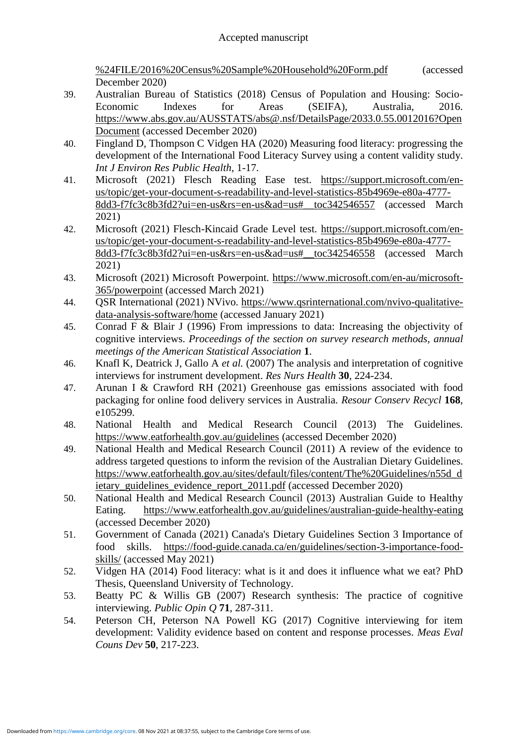%24FILE/2016%20Census%20Sample%20Household%20Form.pdf (accessed December 2020)

39. Australian Bureau of Statistics (2018) Census of Population and Housing: Socio-Economic Indexes for Areas (SEIFA), Australia, 2016. https://www.abs.gov.au/AUSSTATS/abs@.nsf/DetailsPage/2033.0.55.0012016?OpenDocument (accessed December 2020)
40. Fingland D, Thompson C Vidgen HA (2020) Measuring food literacy: progressing the development of the International Food Literacy Survey using a content validity study. *Int J Environ Res Public Health*, 1-17.
41. Microsoft (2021) Flesch Reading Ease test. https://support.microsoft.com/en-us/topic/get-your-document-s-readability-and-level-statistics-85b4969e-e80a-4777-8dd3-f7fc3c8b3fd2?ui=en-us&rs=en-us&ad=us#__toc342546557 (accessed March 2021)
42. Microsoft (2021) Flesch-Kincaid Grade Level test. https://support.microsoft.com/en-us/topic/get-your-document-s-readability-and-level-statistics-85b4969e-e80a-4777-8dd3-f7fc3c8b3fd2?ui=en-us&rs=en-us&ad=us#__toc342546558 (accessed March 2021)
43. Microsoft (2021) Microsoft Powerpoint. https://www.microsoft.com/en-au/microsoft-365/powerpoint (accessed March 2021)
44. QSR International (2021) NVivo. https://www.qsrinternational.com/nvivo-qualitative-data-analysis-software/home (accessed January 2021)
45. Conrad F & Blair J (1996) From impressions to data: Increasing the objectivity of cognitive interviews. *Proceedings of the section on survey research methods, annual meetings of the American Statistical Association* **1**.
46. Knafl K, Deatrick J, Gallo A *et al.* (2007) The analysis and interpretation of cognitive interviews for instrument development. *Res Nurs Health* **30**, 224-234.
47. Arunan I & Crawford RH (2021) Greenhouse gas emissions associated with food packaging for online food delivery services in Australia. *Resour Conserv Recycl* **168**, e105299.
48. National Health and Medical Research Council (2013) The Guidelines. https://www.eatforhealth.gov.au/guidelines (accessed December 2020)
49. National Health and Medical Research Council (2011) A review of the evidence to address targeted questions to inform the revision of the Australian Dietary Guidelines. https://www.eatforhealth.gov.au/sites/default/files/content/The%20Guidelines/n55d_dietary_guidelines_evidence_report_2011.pdf (accessed December 2020)
50. National Health and Medical Research Council (2013) Australian Guide to Healthy Eating. https://www.eatforhealth.gov.au/guidelines/australian-guide-healthy-eating (accessed December 2020)
51. Government of Canada (2021) Canada's Dietary Guidelines Section 3 Importance of food skills. https://food-guide.canada.ca/en/guidelines/section-3-importance-food-skills/ (accessed May 2021)
52. Vidgen HA (2014) Food literacy: what is it and does it influence what we eat? PhD Thesis, Queensland University of Technology.
53. Beatty PC & Willis GB (2007) Research synthesis: The practice of cognitive interviewing. *Public Opin Q* **71**, 287-311.
54. Peterson CH, Peterson NA Powell KG (2017) Cognitive interviewing for item development: Validity evidence based on content and response processes. *Meas Eval Couns Dev* **50**, 217-223.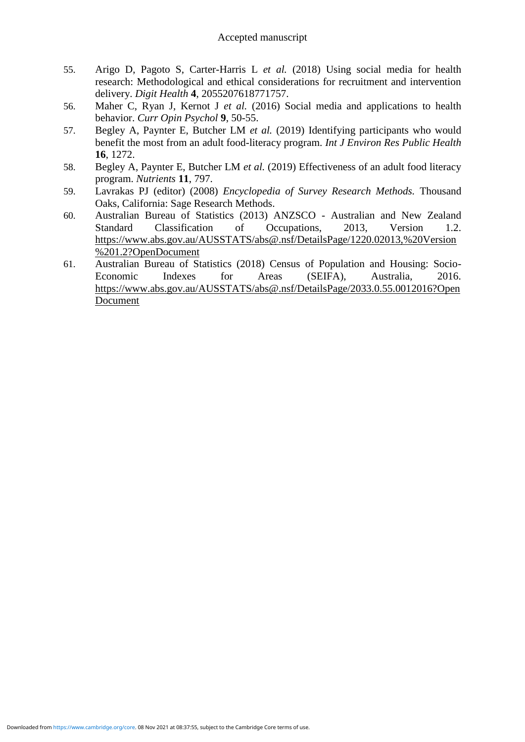55. Arigo D, Pagoto S, Carter-Harris L *et al.* (2018) Using social media for health research: Methodological and ethical considerations for recruitment and intervention delivery. *Digit Health* **4**, 2055207618771757.
56. Maher C, Ryan J, Kernot J *et al.* (2016) Social media and applications to health behavior. *Curr Opin Psychol* **9**, 50-55.
57. Begley A, Paynter E, Butcher LM *et al.* (2019) Identifying participants who would benefit the most from an adult food-literacy program. *Int J Environ Res Public Health* **16**, 1272.
58. Begley A, Paynter E, Butcher LM *et al.* (2019) Effectiveness of an adult food literacy program. *Nutrients* **11**, 797.
59. Lavrakas PJ (editor) (2008) *Encyclopedia of Survey Research Methods.* Thousand Oaks, California: Sage Research Methods.
60. Australian Bureau of Statistics (2013) ANZSCO - Australian and New Zealand Standard Classification of Occupations, 2013, Version 1.2. https://www.abs.gov.au/AUSSTATS/abs@.nsf/DetailsPage/1220.02013,%20Version%201.2?OpenDocument
61. Australian Bureau of Statistics (2018) Census of Population and Housing: Socio-Economic Indexes for Areas (SEIFA), Australia, 2016. https://www.abs.gov.au/AUSSTATS/abs@.nsf/DetailsPage/2033.0.55.0012016?OpenDocument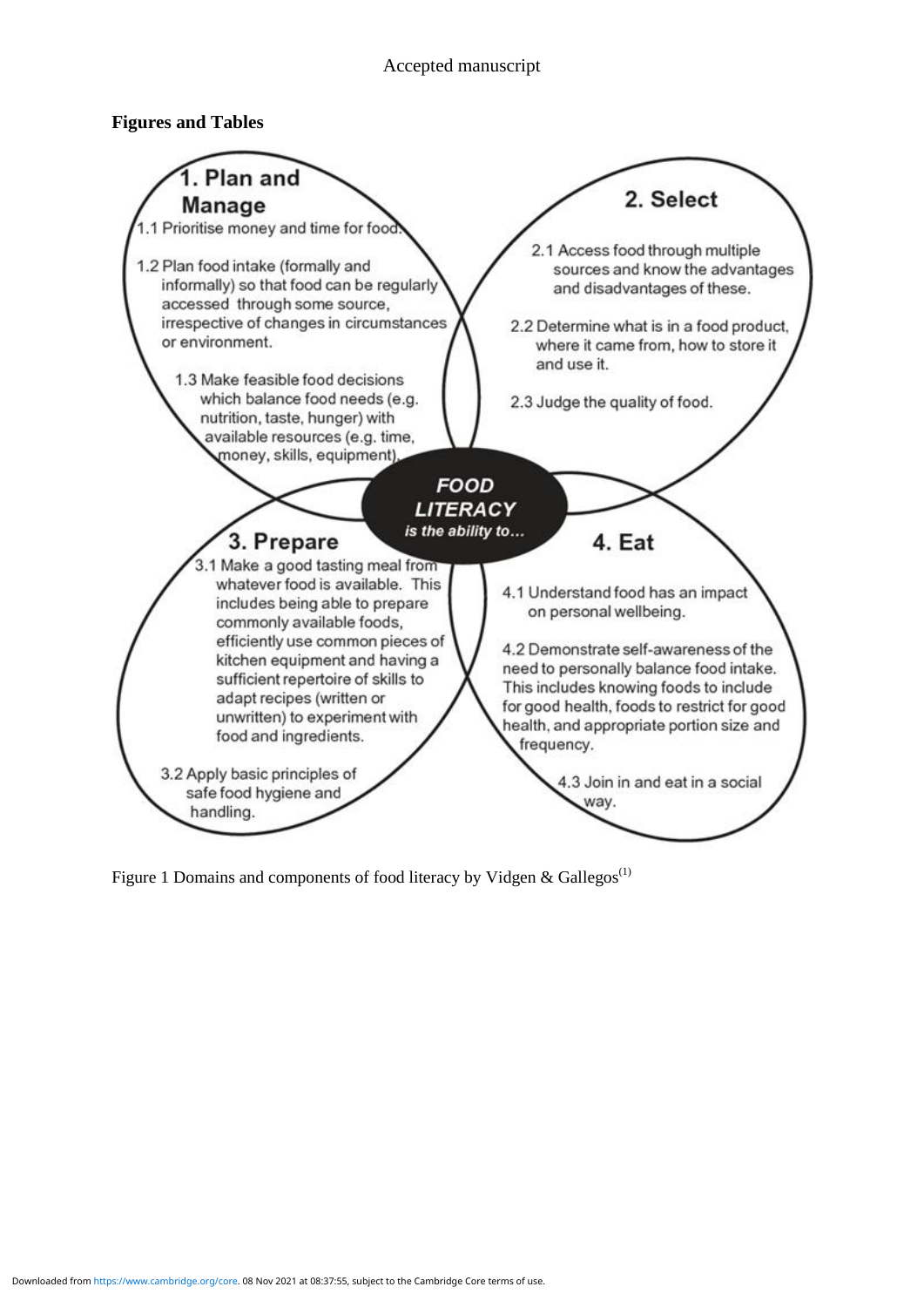**Figures and Tables**

**1. Plan and Manage**

1.1 Prioritise money and time for food.

1.2 Plan food intake (formally and informally) so that food can be regularly accessed through some source, irrespective of changes in circumstances or environment.

1.3 Make feasible food decisions which balance food needs (e.g. nutrition, taste, hunger) with available resources (e.g. time, money, skills, equipment).

**2. Select**

2.1 Access food through multiple sources and know the advantages and disadvantages of these.

2.2 Determine what is in a food product, where it came from, how to store it and use it.

2.3 Judge the quality of food.

***FOOD LITERACY*** *is the ability to…*

**3. Prepare**

3.1 Make a good tasting meal from whatever food is available. This includes being able to prepare commonly available foods, efficiently use common pieces of kitchen equipment and having a sufficient repertoire of skills to adapt recipes (written or unwritten) to experiment with food and ingredients.

3.2 Apply basic principles of safe food hygiene and handling.

**4. Eat**

4.1 Understand food has an impact on personal wellbeing.

4.2 Demonstrate self-awareness of the need to personally balance food intake. This includes knowing foods to include for good health, foods to restrict for good health, and appropriate portion size and frequency.

4.3 Join in and eat in a social way.

Figure 1 Domains and components of food literacy by Vidgen & Gallegos[1]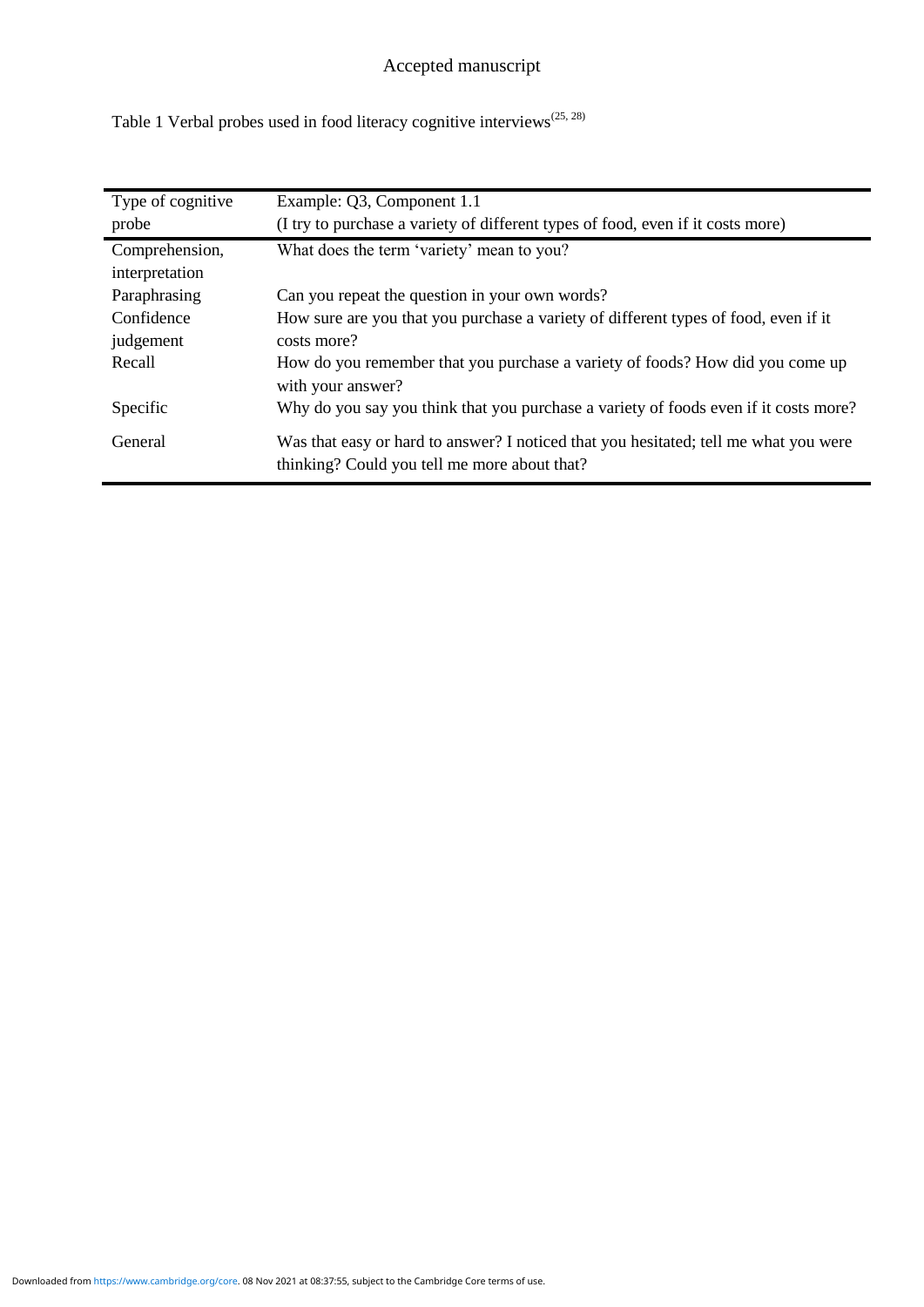Table 1 Verbal probes used in food literacy cognitive interviews[25, 28]

| Type of cognitive probe | Example: Q3, Component 1.1 (I try to purchase a variety of different types of food, even if it costs more) |
|---|---|
| Comprehension, interpretation | What does the term 'variety' mean to you? |
| Paraphrasing | Can you repeat the question in your own words? |
| Confidence judgement | How sure are you that you purchase a variety of different types of food, even if it costs more? |
| Recall | How do you remember that you purchase a variety of foods? How did you come up with your answer? |
| Specific | Why do you say you think that you purchase a variety of foods even if it costs more? |
| General | Was that easy or hard to answer? I noticed that you hesitated; tell me what you were thinking? Could you tell me more about that? |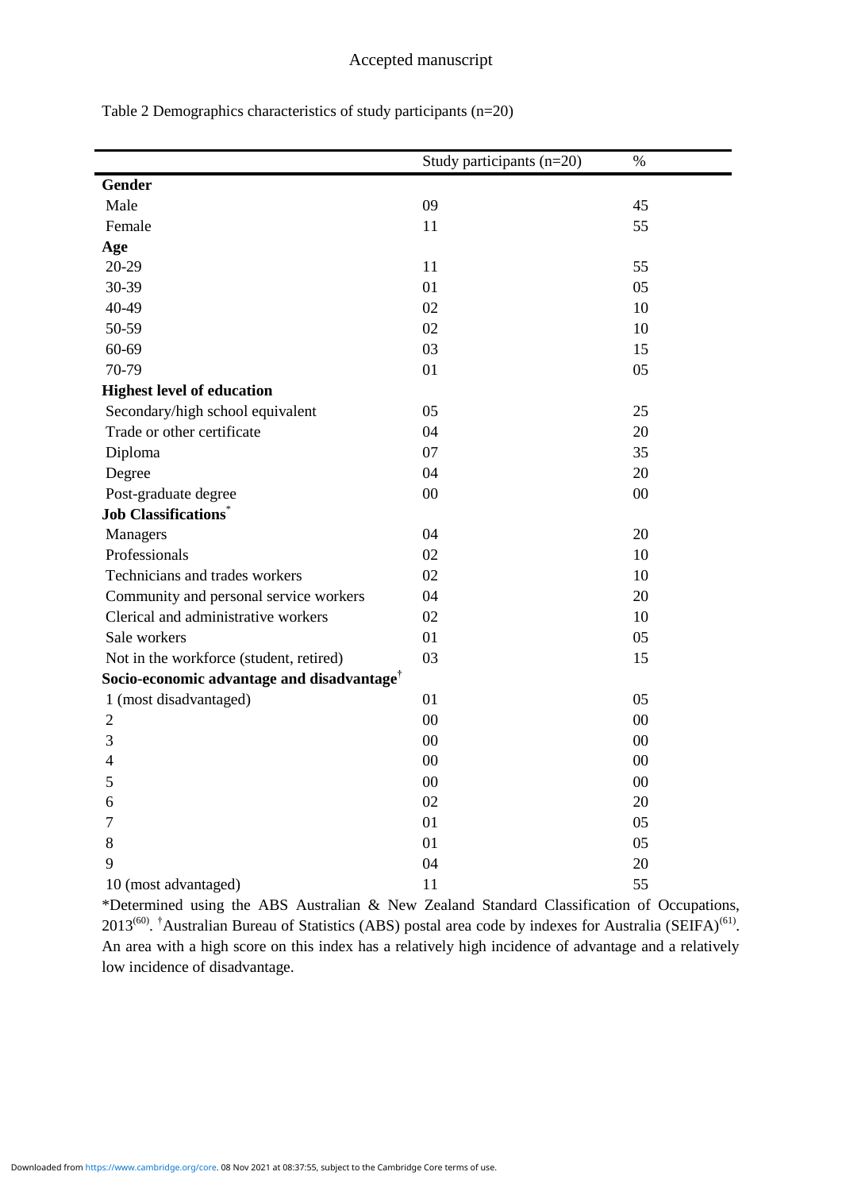Table 2 Demographics characteristics of study participants (n=20)

| | Study participants (n=20) | % |
|---|---|---|
| **Gender** | | |
| Male | 09 | 45 |
| Female | 11 | 55 |
| **Age** | | |
| 20-29 | 11 | 55 |
| 30-39 | 01 | 05 |
| 40-49 | 02 | 10 |
| 50-59 | 02 | 10 |
| 60-69 | 03 | 15 |
| 70-79 | 01 | 05 |
| **Highest level of education** | | |
| Secondary/high school equivalent | 05 | 25 |
| Trade or other certificate | 04 | 20 |
| Diploma | 07 | 35 |
| Degree | 04 | 20 |
| Post-graduate degree | 00 | 00 |
| **Job Classifications*** | | |
| Managers | 04 | 20 |
| Professionals | 02 | 10 |
| Technicians and trades workers | 02 | 10 |
| Community and personal service workers | 04 | 20 |
| Clerical and administrative workers | 02 | 10 |
| Sale workers | 01 | 05 |
| Not in the workforce (student, retired) | 03 | 15 |
| **Socio-economic advantage and disadvantage†** | | |
| 1 (most disadvantaged) | 01 | 05 |
| 2 | 00 | 00 |
| 3 | 00 | 00 |
| 4 | 00 | 00 |
| 5 | 00 | 00 |
| 6 | 02 | 20 |
| 7 | 01 | 05 |
| 8 | 01 | 05 |
| 9 | 04 | 20 |
| 10 (most advantaged) | 11 | 55 |

*Determined using the ABS Australian & New Zealand Standard Classification of Occupations, 2013[60]. †Australian Bureau of Statistics (ABS) postal area code by indexes for Australia (SEIFA)[61]. An area with a high score on this index has a relatively high incidence of advantage and a relatively low incidence of disadvantage.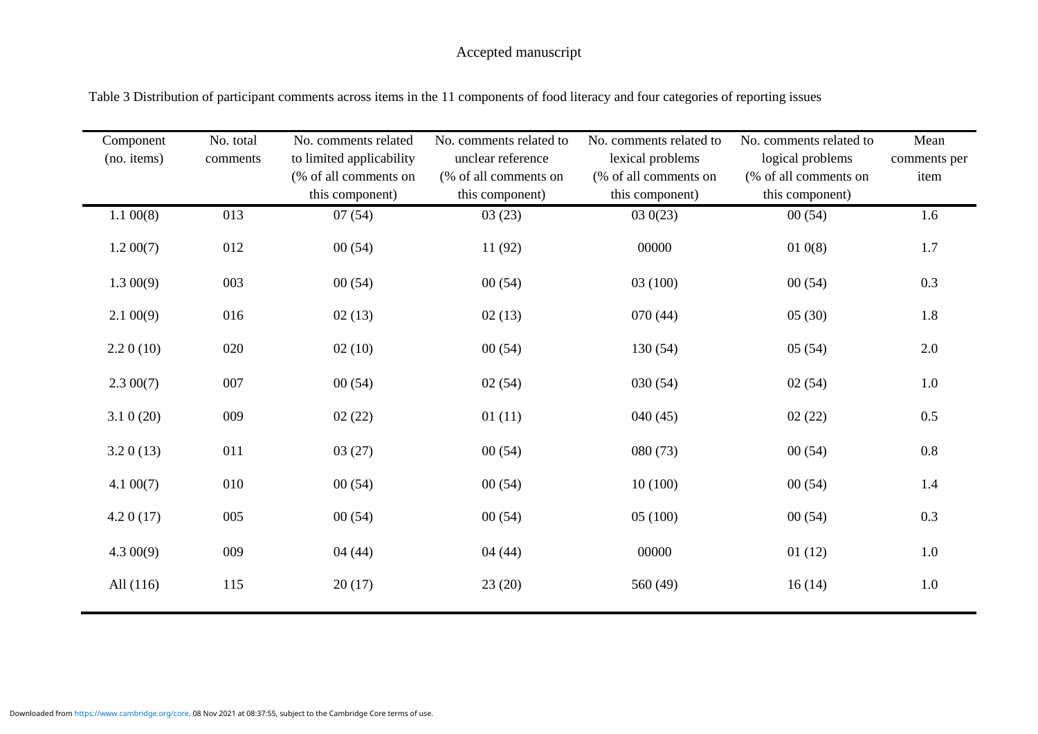Accepted manuscript

Table 3 Distribution of participant comments across items in the 11 components of food literacy and four categories of reporting issues

| Component (no. items) | No. total comments | No. comments related to limited applicability (% of all comments on this component) | No. comments related to unclear reference (% of all comments on this component) | No. comments related to lexical problems (% of all comments on this component) | No. comments related to logical problems (% of all comments on this component) | Mean comments per item |
|---|---|---|---|---|---|---|
| 1.1 00(8) | 013 | 07 (54) | 03 (23) | 03 0(23) | 00 (54) | 1.6 |
| 1.2 00(7) | 012 | 00 (54) | 11 (92) | 00000 | 01 0(8) | 1.7 |
| 1.3 00(9) | 003 | 00 (54) | 00 (54) | 03 (100) | 00 (54) | 0.3 |
| 2.1 00(9) | 016 | 02 (13) | 02 (13) | 070 (44) | 05 (30) | 1.8 |
| 2.2 0 (10) | 020 | 02 (10) | 00 (54) | 130 (54) | 05 (54) | 2.0 |
| 2.3 00(7) | 007 | 00 (54) | 02 (54) | 030 (54) | 02 (54) | 1.0 |
| 3.1 0 (20) | 009 | 02 (22) | 01 (11) | 040 (45) | 02 (22) | 0.5 |
| 3.2 0 (13) | 011 | 03 (27) | 00 (54) | 080 (73) | 00 (54) | 0.8 |
| 4.1 00(7) | 010 | 00 (54) | 00 (54) | 10 (100) | 00 (54) | 1.4 |
| 4.2 0 (17) | 005 | 00 (54) | 00 (54) | 05 (100) | 00 (54) | 0.3 |
| 4.3 00(9) | 009 | 04 (44) | 04 (44) | 00000 | 01 (12) | 1.0 |
| All (116) | 115 | 20 (17) | 23 (20) | 560 (49) | 16 (14) | 1.0 |